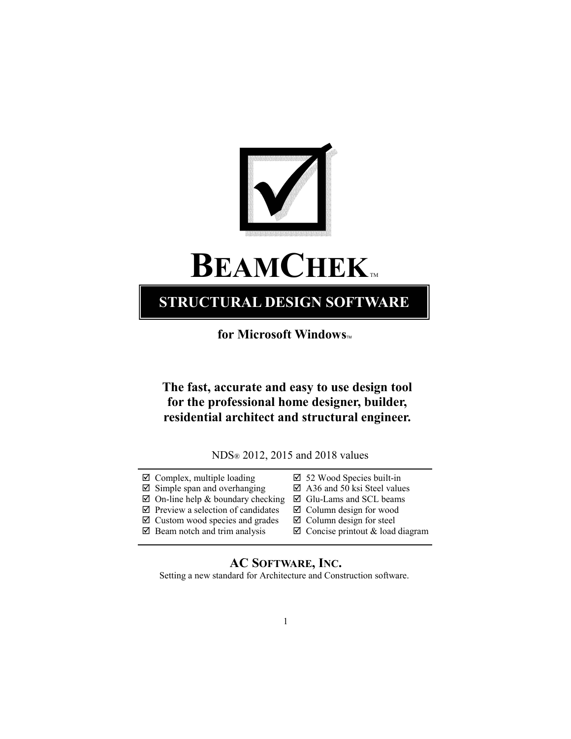# BEAMCHEK™

## STRUCTURAL DESIGN SOFTWARE

**for Microsoft Windows™**

**The fast, accurate and easy to use design tool for the professional home designer, builder, residential architect and structural engineer.**

NDS® 2012, 2015 and 2018 values

- ☑ Complex, multiple loading
- ☑ Simple span and overhanging
- ☑ On-line help & boundary checking
- ☑ Preview a selection of candidates
- ☑ Custom wood species and grades
- ☑ Beam notch and trim analysis
- ☑ 52 Wood Species built-in
- ☑ A36 and 50 ksi Steel values
- ☑ Glu-Lams and SCL beams
- ☑ Column design for wood
- ☑ Column design for steel
- ☑ Concise printout & load diagram

**AC SOFTWARE, INC.**

Setting a new standard for Architecture and Construction software.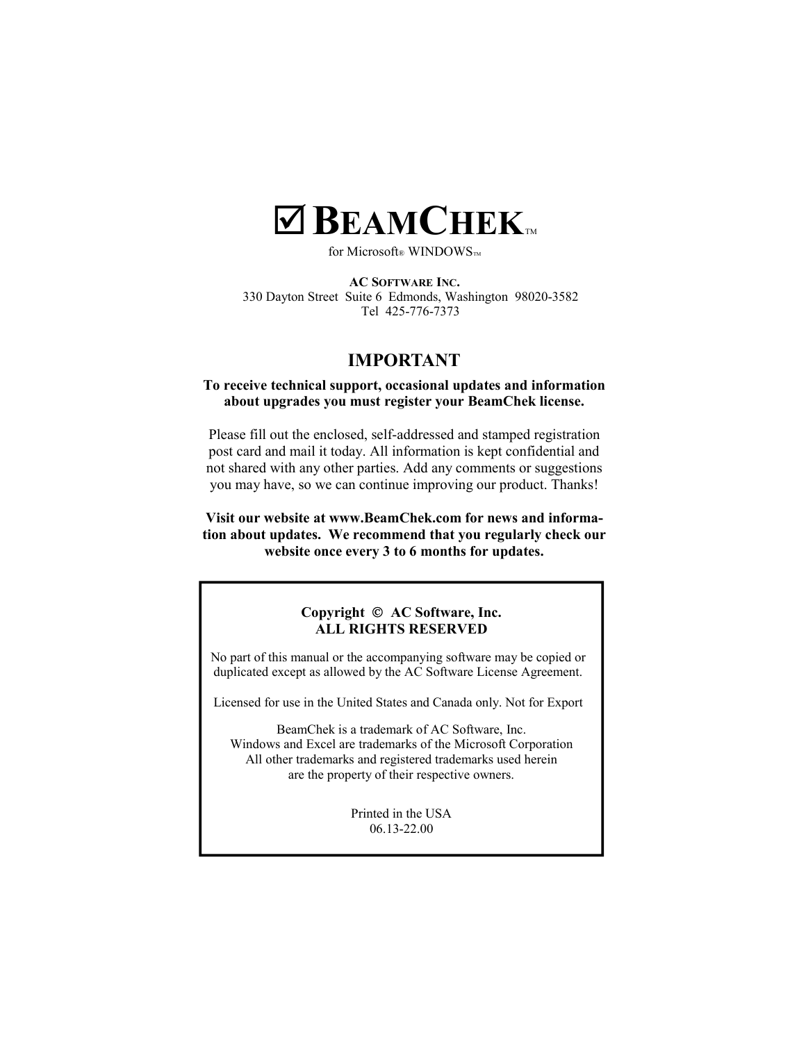# ☑ BEAMCHEK™

for Microsoft® WINDOWS™

**AC SOFTWARE INC.**
330 Dayton Street Suite 6 Edmonds, Washington 98020-3582
Tel 425-776-7373

## IMPORTANT

**To receive technical support, occasional updates and information about upgrades you must register your BeamChek license.**

Please fill out the enclosed, self-addressed and stamped registration post card and mail it today. All information is kept confidential and not shared with any other parties. Add any comments or suggestions you may have, so we can continue improving our product. Thanks!

**Visit our website at www.BeamChek.com for news and information about updates. We recommend that you regularly check our website once every 3 to 6 months for updates.**

---

**Copyright © AC Software, Inc.**
**ALL RIGHTS RESERVED**

No part of this manual or the accompanying software may be copied or duplicated except as allowed by the AC Software License Agreement.

Licensed for use in the United States and Canada only. Not for Export

BeamChek is a trademark of AC Software, Inc.
Windows and Excel are trademarks of the Microsoft Corporation
All other trademarks and registered trademarks used herein
are the property of their respective owners.

Printed in the USA
06.13-22.00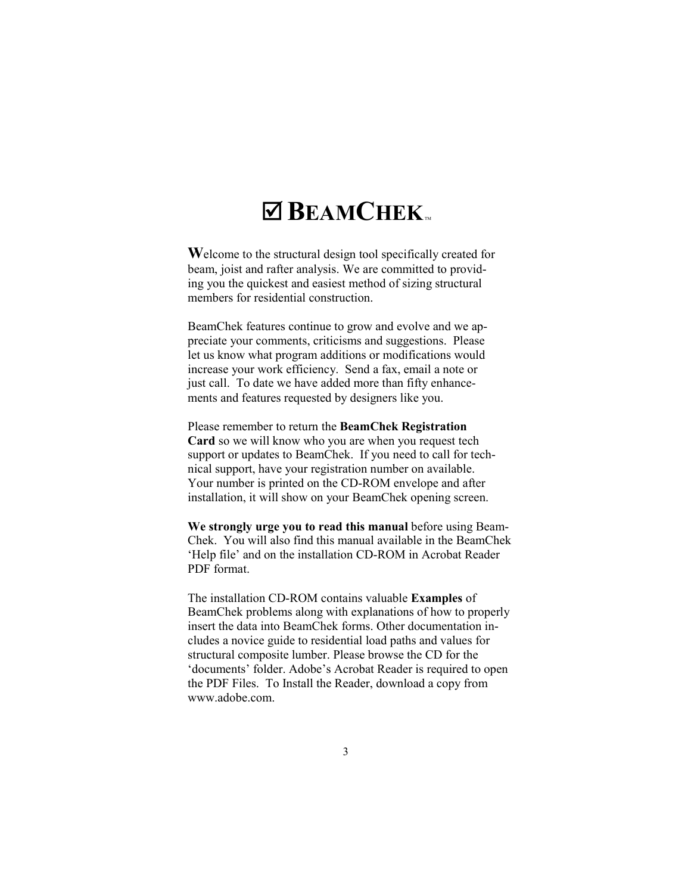# ☑ BEAMCHEK™

**W**elcome to the structural design tool specifically created for beam, joist and rafter analysis. We are committed to providing you the quickest and easiest method of sizing structural members for residential construction.

BeamChek features continue to grow and evolve and we appreciate your comments, criticisms and suggestions. Please let us know what program additions or modifications would increase your work efficiency. Send a fax, email a note or just call. To date we have added more than fifty enhancements and features requested by designers like you.

Please remember to return the **BeamChek Registration Card** so we will know who you are when you request tech support or updates to BeamChek. If you need to call for technical support, have your registration number on available. Your number is printed on the CD-ROM envelope and after installation, it will show on your BeamChek opening screen.

**We strongly urge you to read this manual** before using BeamChek. You will also find this manual available in the BeamChek 'Help file' and on the installation CD-ROM in Acrobat Reader PDF format.

The installation CD-ROM contains valuable **Examples** of BeamChek problems along with explanations of how to properly insert the data into BeamChek forms. Other documentation includes a novice guide to residential load paths and values for structural composite lumber. Please browse the CD for the 'documents' folder. Adobe's Acrobat Reader is required to open the PDF Files. To Install the Reader, download a copy from www.adobe.com.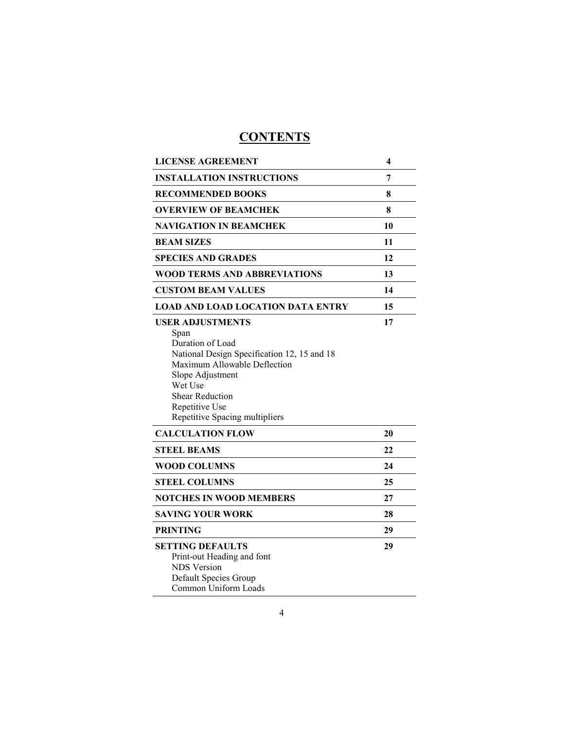# CONTENTS

| | |
|---|---|
| **LICENSE AGREEMENT** | **4** |
| **INSTALLATION INSTRUCTIONS** | **7** |
| **RECOMMENDED BOOKS** | **8** |
| **OVERVIEW OF BEAMCHEK** | **8** |
| **NAVIGATION IN BEAMCHEK** | **10** |
| **BEAM SIZES** | **11** |
| **SPECIES AND GRADES** | **12** |
| **WOOD TERMS AND ABBREVIATIONS** | **13** |
| **CUSTOM BEAM VALUES** | **14** |
| **LOAD AND LOAD LOCATION DATA ENTRY** | **15** |
| **USER ADJUSTMENTS**<br>Span<br>Duration of Load<br>National Design Specification 12, 15 and 18<br>Maximum Allowable Deflection<br>Slope Adjustment<br>Wet Use<br>Shear Reduction<br>Repetitive Use<br>Repetitive Spacing multipliers | **17** |
| **CALCULATION FLOW** | **20** |
| **STEEL BEAMS** | **22** |
| **WOOD COLUMNS** | **24** |
| **STEEL COLUMNS** | **25** |
| **NOTCHES IN WOOD MEMBERS** | **27** |
| **SAVING YOUR WORK** | **28** |
| **PRINTING** | **29** |
| **SETTING DEFAULTS**<br>Print-out Heading and font<br>NDS Version<br>Default Species Group<br>Common Uniform Loads | **29** |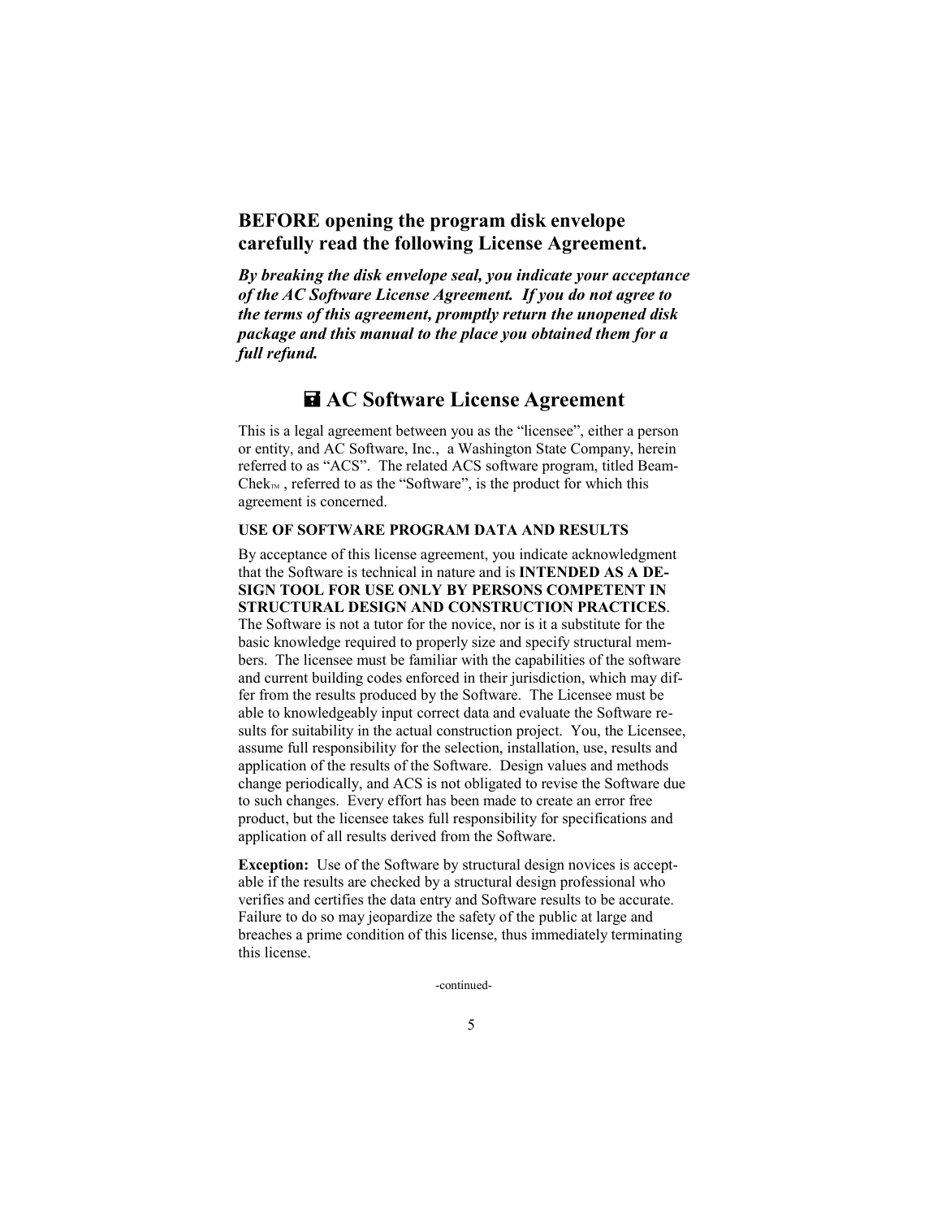**BEFORE opening the program disk envelope carefully read the following License Agreement.**

***By breaking the disk envelope seal, you indicate your acceptance of the AC Software License Agreement. If you do not agree to the terms of this agreement, promptly return the unopened disk package and this manual to the place you obtained them for a full refund.***

## 🖬 AC Software License Agreement

This is a legal agreement between you as the "licensee", either a person or entity, and AC Software, Inc., a Washington State Company, herein referred to as "ACS". The related ACS software program, titled Beam-Chek™, referred to as the "Software", is the product for which this agreement is concerned.

**USE OF SOFTWARE PROGRAM DATA AND RESULTS**

By acceptance of this license agreement, you indicate acknowledgment that the Software is technical in nature and is **INTENDED AS A DESIGN TOOL FOR USE ONLY BY PERSONS COMPETENT IN STRUCTURAL DESIGN AND CONSTRUCTION PRACTICES**. The Software is not a tutor for the novice, nor is it a substitute for the basic knowledge required to properly size and specify structural members. The licensee must be familiar with the capabilities of the software and current building codes enforced in their jurisdiction, which may differ from the results produced by the Software. The Licensee must be able to knowledgeably input correct data and evaluate the Software results for suitability in the actual construction project. You, the Licensee, assume full responsibility for the selection, installation, use, results and application of the results of the Software. Design values and methods change periodically, and ACS is not obligated to revise the Software due to such changes. Every effort has been made to create an error free product, but the licensee takes full responsibility for specifications and application of all results derived from the Software.

**Exception:** Use of the Software by structural design novices is acceptable if the results are checked by a structural design professional who verifies and certifies the data entry and Software results to be accurate. Failure to do so may jeopardize the safety of the public at large and breaches a prime condition of this license, thus immediately terminating this license.

-continued-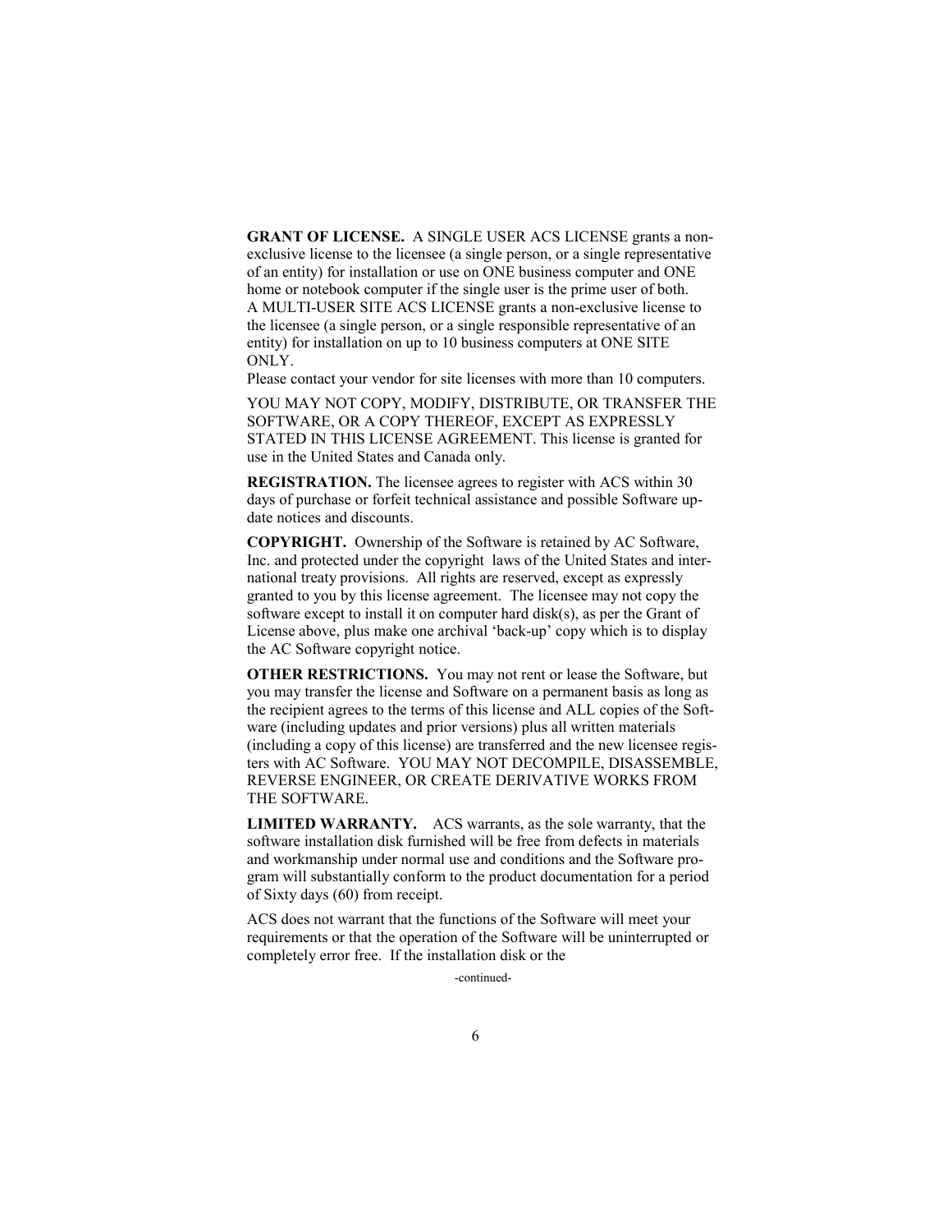**GRANT OF LICENSE.** A SINGLE USER ACS LICENSE grants a non-exclusive license to the licensee (a single person, or a single representative of an entity) for installation or use on ONE business computer and ONE home or notebook computer if the single user is the prime user of both. A MULTI-USER SITE ACS LICENSE grants a non-exclusive license to the licensee (a single person, or a single responsible representative of an entity) for installation on up to 10 business computers at ONE SITE ONLY.
Please contact your vendor for site licenses with more than 10 computers.

YOU MAY NOT COPY, MODIFY, DISTRIBUTE, OR TRANSFER THE SOFTWARE, OR A COPY THEREOF, EXCEPT AS EXPRESSLY STATED IN THIS LICENSE AGREEMENT. This license is granted for use in the United States and Canada only.

**REGISTRATION.** The licensee agrees to register with ACS within 30 days of purchase or forfeit technical assistance and possible Software update notices and discounts.

**COPYRIGHT.** Ownership of the Software is retained by AC Software, Inc. and protected under the copyright laws of the United States and international treaty provisions. All rights are reserved, except as expressly granted to you by this license agreement. The licensee may not copy the software except to install it on computer hard disk(s), as per the Grant of License above, plus make one archival 'back-up' copy which is to display the AC Software copyright notice.

**OTHER RESTRICTIONS.** You may not rent or lease the Software, but you may transfer the license and Software on a permanent basis as long as the recipient agrees to the terms of this license and ALL copies of the Software (including updates and prior versions) plus all written materials (including a copy of this license) are transferred and the new licensee registers with AC Software. YOU MAY NOT DECOMPILE, DISASSEMBLE, REVERSE ENGINEER, OR CREATE DERIVATIVE WORKS FROM THE SOFTWARE.

**LIMITED WARRANTY.** ACS warrants, as the sole warranty, that the software installation disk furnished will be free from defects in materials and workmanship under normal use and conditions and the Software program will substantially conform to the product documentation for a period of Sixty days (60) from receipt.

ACS does not warrant that the functions of the Software will meet your requirements or that the operation of the Software will be uninterrupted or completely error free. If the installation disk or the

-continued-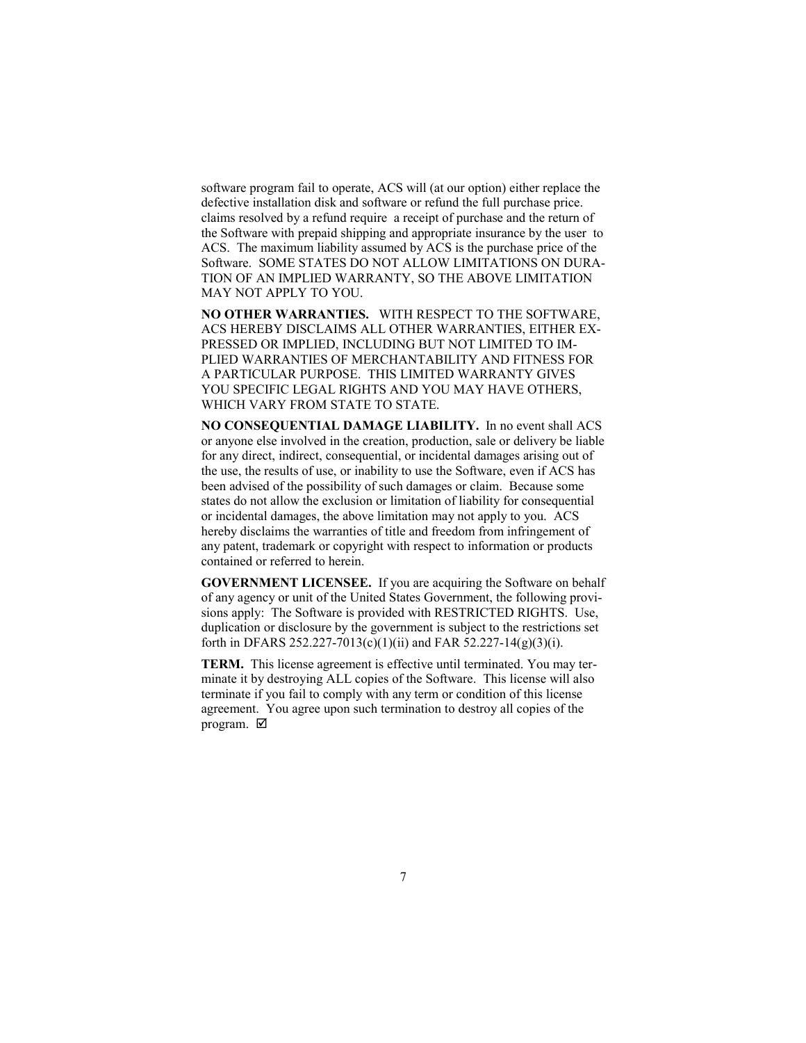software program fail to operate, ACS will (at our option) either replace the defective installation disk and software or refund the full purchase price. claims resolved by a refund require a receipt of purchase and the return of the Software with prepaid shipping and appropriate insurance by the user to ACS. The maximum liability assumed by ACS is the purchase price of the Software. SOME STATES DO NOT ALLOW LIMITATIONS ON DURATION OF AN IMPLIED WARRANTY, SO THE ABOVE LIMITATION MAY NOT APPLY TO YOU.

**NO OTHER WARRANTIES.** WITH RESPECT TO THE SOFTWARE, ACS HEREBY DISCLAIMS ALL OTHER WARRANTIES, EITHER EXPRESSED OR IMPLIED, INCLUDING BUT NOT LIMITED TO IMPLIED WARRANTIES OF MERCHANTABILITY AND FITNESS FOR A PARTICULAR PURPOSE. THIS LIMITED WARRANTY GIVES YOU SPECIFIC LEGAL RIGHTS AND YOU MAY HAVE OTHERS, WHICH VARY FROM STATE TO STATE.

**NO CONSEQUENTIAL DAMAGE LIABILITY.** In no event shall ACS or anyone else involved in the creation, production, sale or delivery be liable for any direct, indirect, consequential, or incidental damages arising out of the use, the results of use, or inability to use the Software, even if ACS has been advised of the possibility of such damages or claim. Because some states do not allow the exclusion or limitation of liability for consequential or incidental damages, the above limitation may not apply to you. ACS hereby disclaims the warranties of title and freedom from infringement of any patent, trademark or copyright with respect to information or products contained or referred to herein.

**GOVERNMENT LICENSEE.** If you are acquiring the Software on behalf of any agency or unit of the United States Government, the following provisions apply: The Software is provided with RESTRICTED RIGHTS. Use, duplication or disclosure by the government is subject to the restrictions set forth in DFARS 252.227-7013(c)(1)(ii) and FAR 52.227-14(g)(3)(i).

**TERM.** This license agreement is effective until terminated. You may terminate it by destroying ALL copies of the Software. This license will also terminate if you fail to comply with any term or condition of this license agreement. You agree upon such termination to destroy all copies of the program. ☑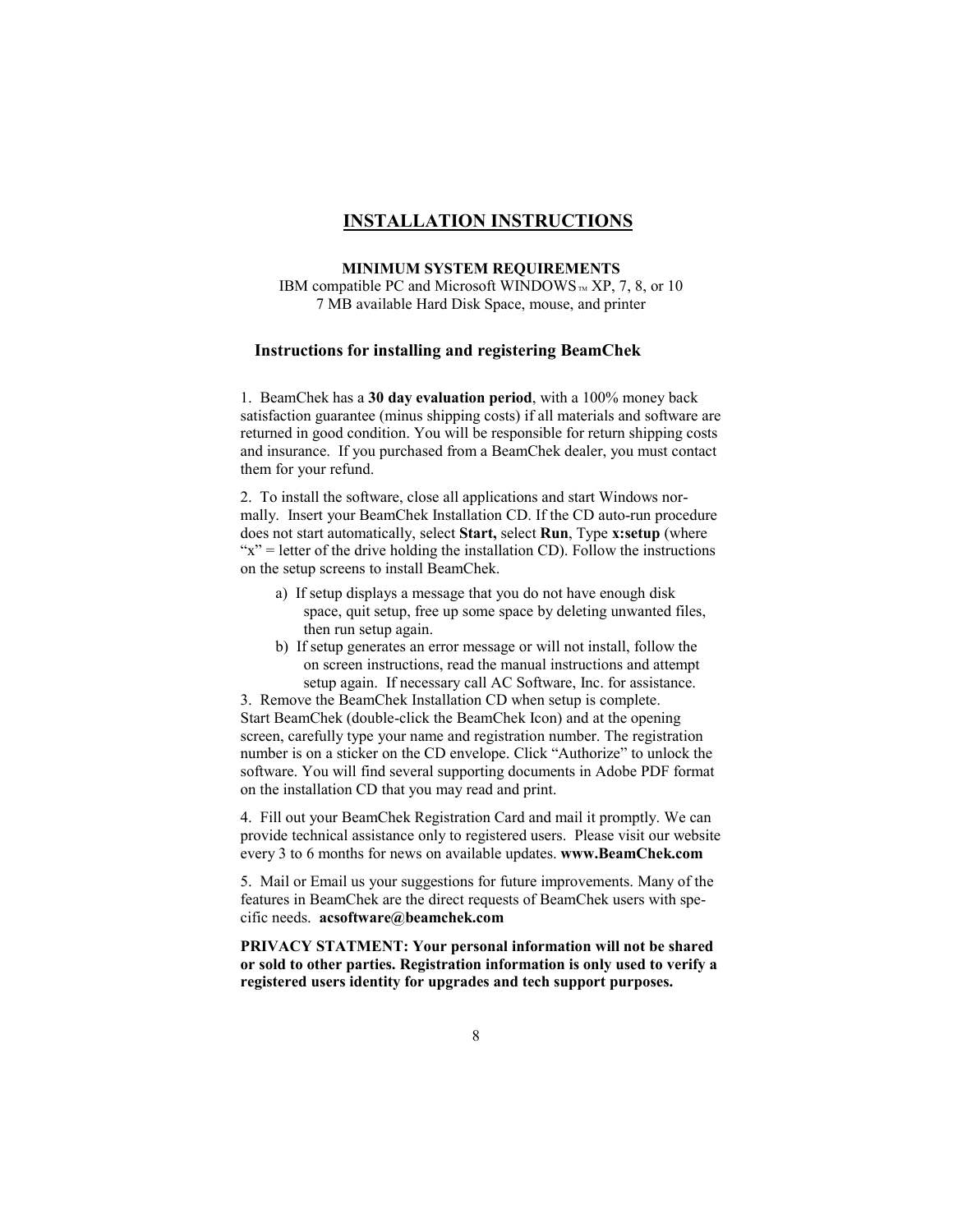# INSTALLATION INSTRUCTIONS

**MINIMUM SYSTEM REQUIREMENTS**

IBM compatible PC and Microsoft WINDOWS™ XP, 7, 8, or 10
7 MB available Hard Disk Space, mouse, and printer

## Instructions for installing and registering BeamChek

1. BeamChek has a **30 day evaluation period**, with a 100% money back satisfaction guarantee (minus shipping costs) if all materials and software are returned in good condition. You will be responsible for return shipping costs and insurance. If you purchased from a BeamChek dealer, you must contact them for your refund.

2. To install the software, close all applications and start Windows normally. Insert your BeamChek Installation CD. If the CD auto-run procedure does not start automatically, select **Start,** select **Run**, Type **x:setup** (where "x" = letter of the drive holding the installation CD). Follow the instructions on the setup screens to install BeamChek.

   a) If setup displays a message that you do not have enough disk space, quit setup, free up some space by deleting unwanted files, then run setup again.

   b) If setup generates an error message or will not install, follow the on screen instructions, read the manual instructions and attempt setup again. If necessary call AC Software, Inc. for assistance.

3. Remove the BeamChek Installation CD when setup is complete. Start BeamChek (double-click the BeamChek Icon) and at the opening screen, carefully type your name and registration number. The registration number is on a sticker on the CD envelope. Click "Authorize" to unlock the software. You will find several supporting documents in Adobe PDF format on the installation CD that you may read and print.

4. Fill out your BeamChek Registration Card and mail it promptly. We can provide technical assistance only to registered users. Please visit our website every 3 to 6 months for news on available updates. **www.BeamChek.com**

5. Mail or Email us your suggestions for future improvements. Many of the features in BeamChek are the direct requests of BeamChek users with specific needs. **acsoftware@beamchek.com**

**PRIVACY STATMENT: Your personal information will not be shared or sold to other parties. Registration information is only used to verify a registered users identity for upgrades and tech support purposes.**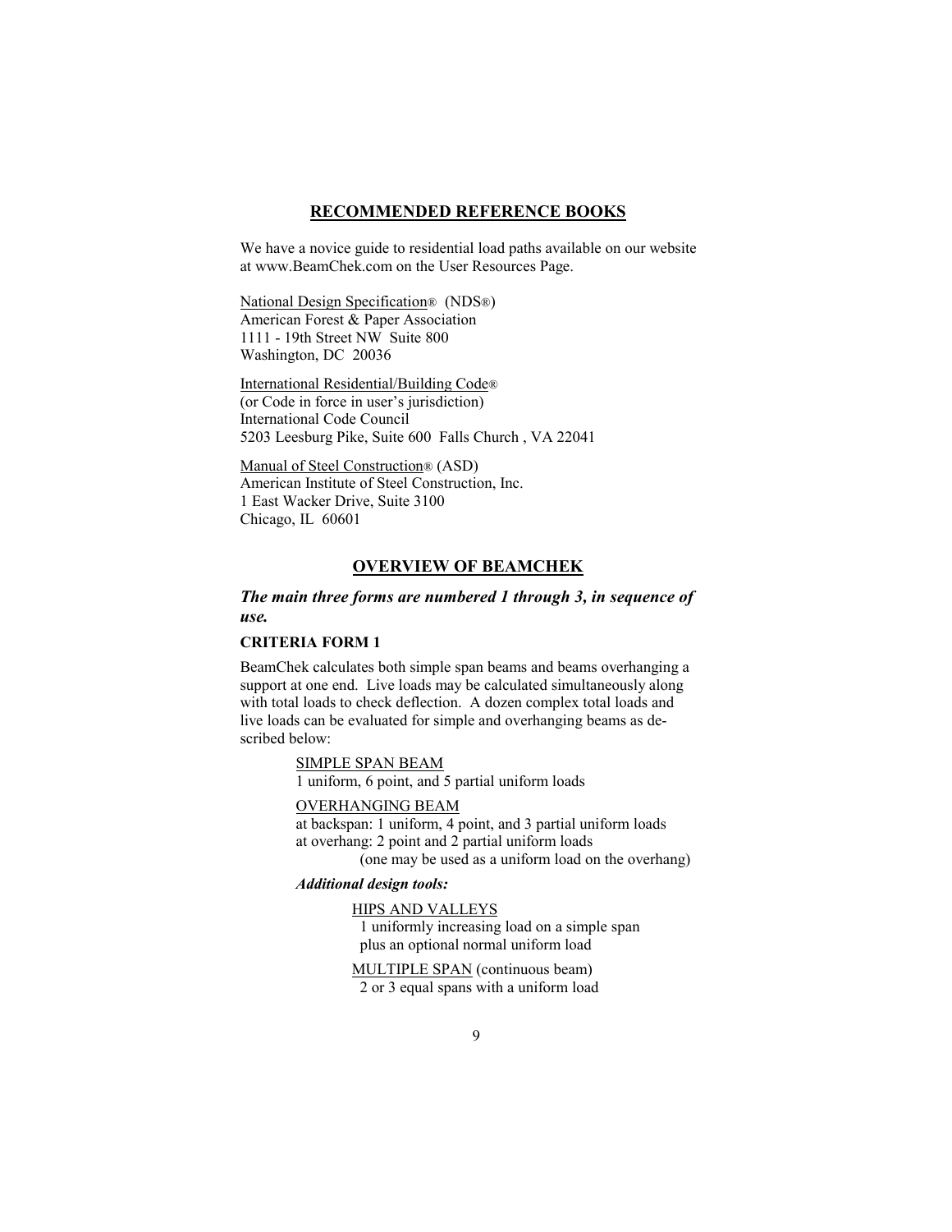## RECOMMENDED REFERENCE BOOKS

We have a novice guide to residential load paths available on our website at www.BeamChek.com on the User Resources Page.

National Design Specification® (NDS®)
American Forest & Paper Association
1111 - 19th Street NW Suite 800
Washington, DC 20036

International Residential/Building Code®
(or Code in force in user's jurisdiction)
International Code Council
5203 Leesburg Pike, Suite 600 Falls Church , VA 22041

Manual of Steel Construction® (ASD)
American Institute of Steel Construction, Inc.
1 East Wacker Drive, Suite 3100
Chicago, IL 60601

## OVERVIEW OF BEAMCHEK

***The main three forms are numbered 1 through 3, in sequence of use.***

### CRITERIA FORM 1

BeamChek calculates both simple span beams and beams overhanging a support at one end. Live loads may be calculated simultaneously along with total loads to check deflection. A dozen complex total loads and live loads can be evaluated for simple and overhanging beams as described below:

SIMPLE SPAN BEAM
1 uniform, 6 point, and 5 partial uniform loads

OVERHANGING BEAM
at backspan: 1 uniform, 4 point, and 3 partial uniform loads
at overhang: 2 point and 2 partial uniform loads
(one may be used as a uniform load on the overhang)

***Additional design tools:***

HIPS AND VALLEYS
1 uniformly increasing load on a simple span
plus an optional normal uniform load

MULTIPLE SPAN (continuous beam)
2 or 3 equal spans with a uniform load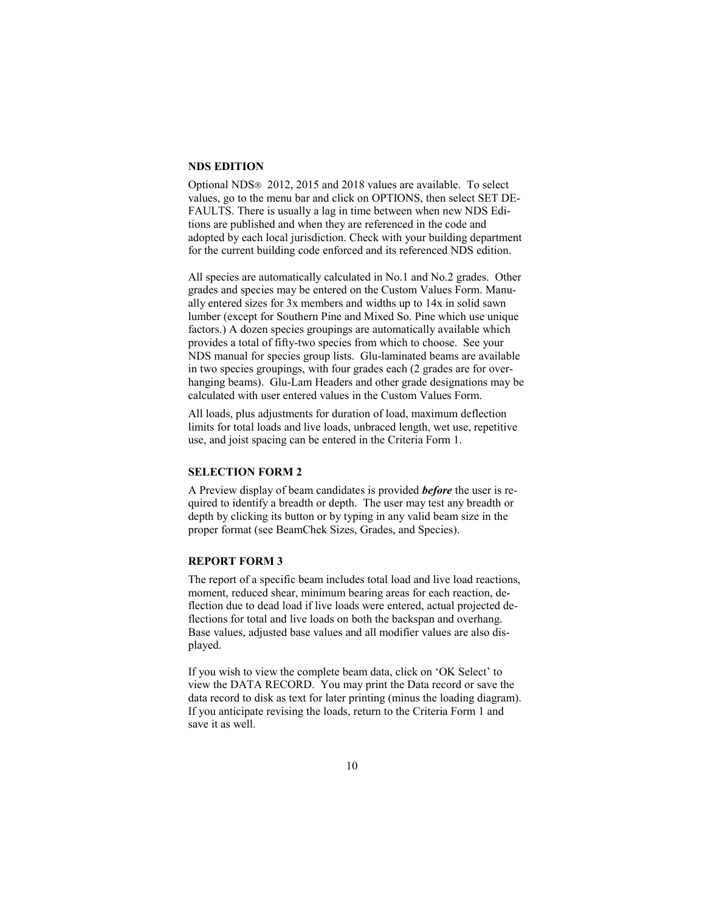### NDS EDITION

Optional NDS® 2012, 2015 and 2018 values are available. To select values, go to the menu bar and click on OPTIONS, then select SET DEFAULTS. There is usually a lag in time between when new NDS Editions are published and when they are referenced in the code and adopted by each local jurisdiction. Check with your building department for the current building code enforced and its referenced NDS edition.

All species are automatically calculated in No.1 and No.2 grades. Other grades and species may be entered on the Custom Values Form. Manually entered sizes for 3x members and widths up to 14x in solid sawn lumber (except for Southern Pine and Mixed So. Pine which use unique factors.) A dozen species groupings are automatically available which provides a total of fifty-two species from which to choose. See your NDS manual for species group lists. Glu-laminated beams are available in two species groupings, with four grades each (2 grades are for overhanging beams). Glu-Lam Headers and other grade designations may be calculated with user entered values in the Custom Values Form.

All loads, plus adjustments for duration of load, maximum deflection limits for total loads and live loads, unbraced length, wet use, repetitive use, and joist spacing can be entered in the Criteria Form 1.

### SELECTION FORM 2

A Preview display of beam candidates is provided ***before*** the user is required to identify a breadth or depth. The user may test any breadth or depth by clicking its button or by typing in any valid beam size in the proper format (see BeamChek Sizes, Grades, and Species).

### REPORT FORM 3

The report of a specific beam includes total load and live load reactions, moment, reduced shear, minimum bearing areas for each reaction, deflection due to dead load if live loads were entered, actual projected deflections for total and live loads on both the backspan and overhang. Base values, adjusted base values and all modifier values are also displayed.

If you wish to view the complete beam data, click on 'OK Select' to view the DATA RECORD. You may print the Data record or save the data record to disk as text for later printing (minus the loading diagram). If you anticipate revising the loads, return to the Criteria Form 1 and save it as well.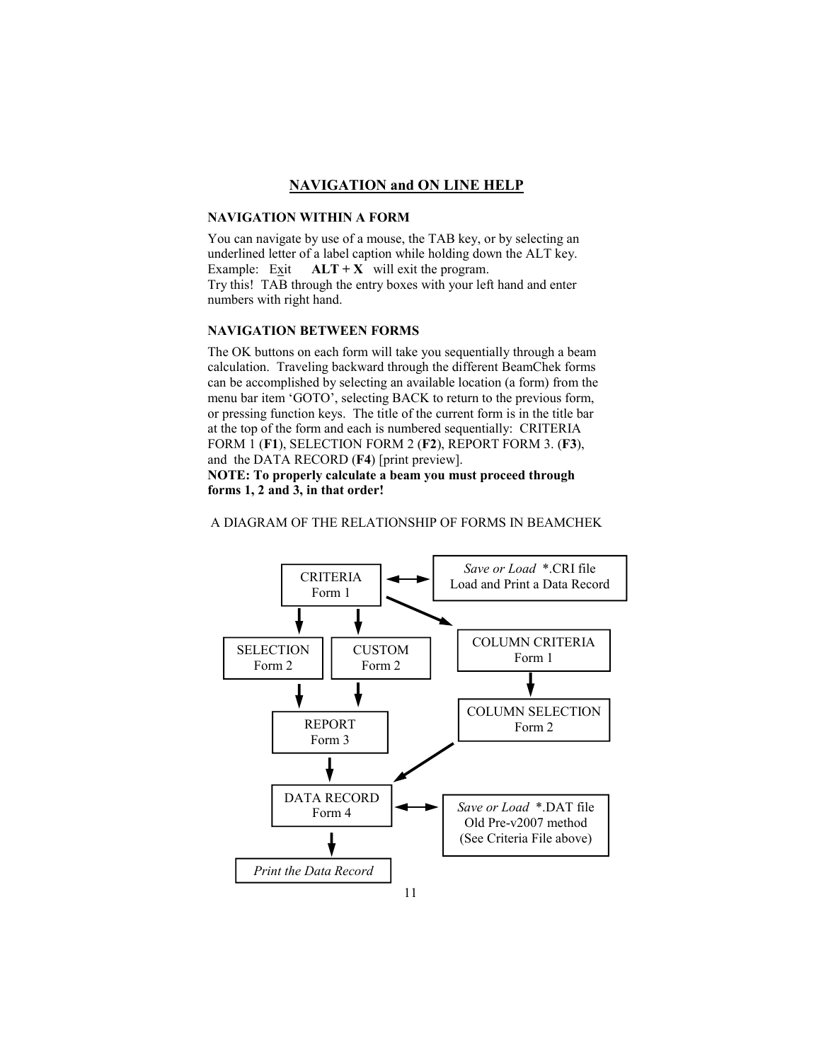# NAVIGATION and ON LINE HELP

## NAVIGATION WITHIN A FORM

You can navigate by use of a mouse, the TAB key, or by selecting an underlined letter of a label caption while holding down the ALT key.
Example: Exit **ALT + X** will exit the program.
Try this! TAB through the entry boxes with your left hand and enter numbers with right hand.

## NAVIGATION BETWEEN FORMS

The OK buttons on each form will take you sequentially through a beam calculation. Traveling backward through the different BeamChek forms can be accomplished by selecting an available location (a form) from the menu bar item 'GOTO', selecting BACK to return to the previous form, or pressing function keys. The title of the current form is in the title bar at the top of the form and each is numbered sequentially: CRITERIA FORM 1 (**F1**), SELECTION FORM 2 (**F2**), REPORT FORM 3. (**F3**), and the DATA RECORD (**F4**) [print preview].

**NOTE: To properly calculate a beam you must proceed through forms 1, 2 and 3, in that order!**

A DIAGRAM OF THE RELATIONSHIP OF FORMS IN BEAMCHEK

CRITERIA Form 1 ↔ *Save or Load* *.CRI file / Load and Print a Data Record

CRITERIA Form 1 → SELECTION Form 2 → REPORT Form 3

CRITERIA Form 1 → CUSTOM Form 2 → REPORT Form 3

CRITERIA Form 1 → COLUMN CRITERIA Form 1 → COLUMN SELECTION Form 2 → DATA RECORD Form 4

REPORT Form 3 → DATA RECORD Form 4

DATA RECORD Form 4 ↔ *Save or Load* *.DAT file / Old Pre-v2007 method / (See Criteria File above)

DATA RECORD Form 4 → *Print the Data Record*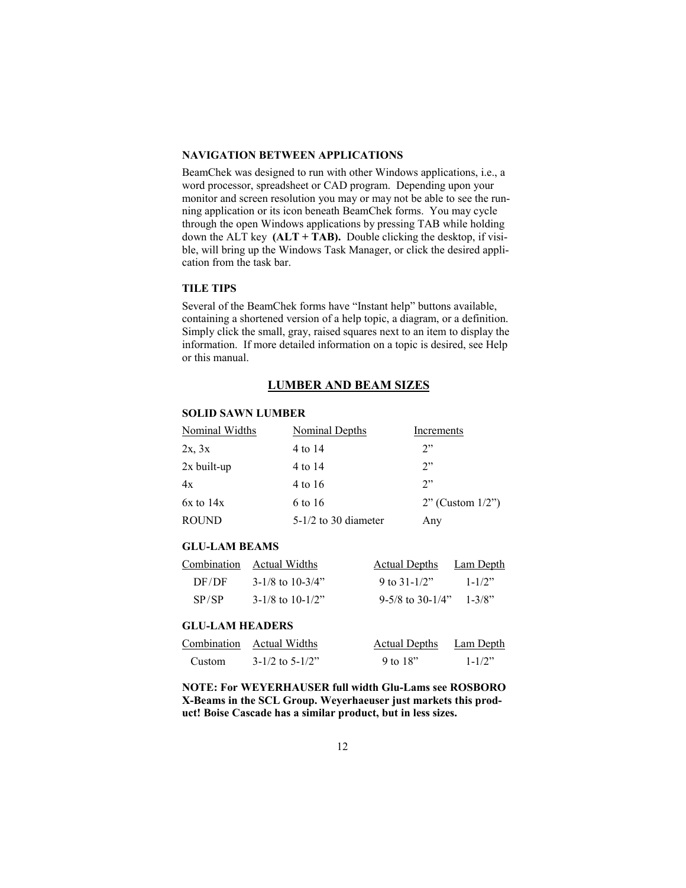### NAVIGATION BETWEEN APPLICATIONS

BeamChek was designed to run with other Windows applications, i.e., a word processor, spreadsheet or CAD program. Depending upon your monitor and screen resolution you may or may not be able to see the running application or its icon beneath BeamChek forms. You may cycle through the open Windows applications by pressing TAB while holding down the ALT key **(ALT + TAB).** Double clicking the desktop, if visible, will bring up the Windows Task Manager, or click the desired application from the task bar.

### TILE TIPS

Several of the BeamChek forms have "Instant help" buttons available, containing a shortened version of a help topic, a diagram, or a definition. Simply click the small, gray, raised squares next to an item to display the information. If more detailed information on a topic is desired, see Help or this manual.

## LUMBER AND BEAM SIZES

### SOLID SAWN LUMBER

| Nominal Widths | Nominal Depths | Increments |
|---|---|---|
| 2x, 3x | 4 to 14 | 2" |
| 2x built-up | 4 to 14 | 2" |
| 4x | 4 to 16 | 2" |
| 6x to 14x | 6 to 16 | 2" (Custom 1/2") |
| ROUND | 5-1/2 to 30 diameter | Any |

### GLU-LAM BEAMS

| Combination | Actual Widths | Actual Depths | Lam Depth |
|---|---|---|---|
| DF/DF | 3-1/8 to 10-3/4" | 9 to 31-1/2" | 1-1/2" |
| SP/SP | 3-1/8 to 10-1/2" | 9-5/8 to 30-1/4" | 1-3/8" |

### GLU-LAM HEADERS

| Combination | Actual Widths | Actual Depths | Lam Depth |
|---|---|---|---|
| Custom | 3-1/2 to 5-1/2" | 9 to 18" | 1-1/2" |

**NOTE: For WEYERHAUSER full width Glu-Lams see ROSBORO X-Beams in the SCL Group. Weyerhaeuser just markets this product! Boise Cascade has a similar product, but in less sizes.**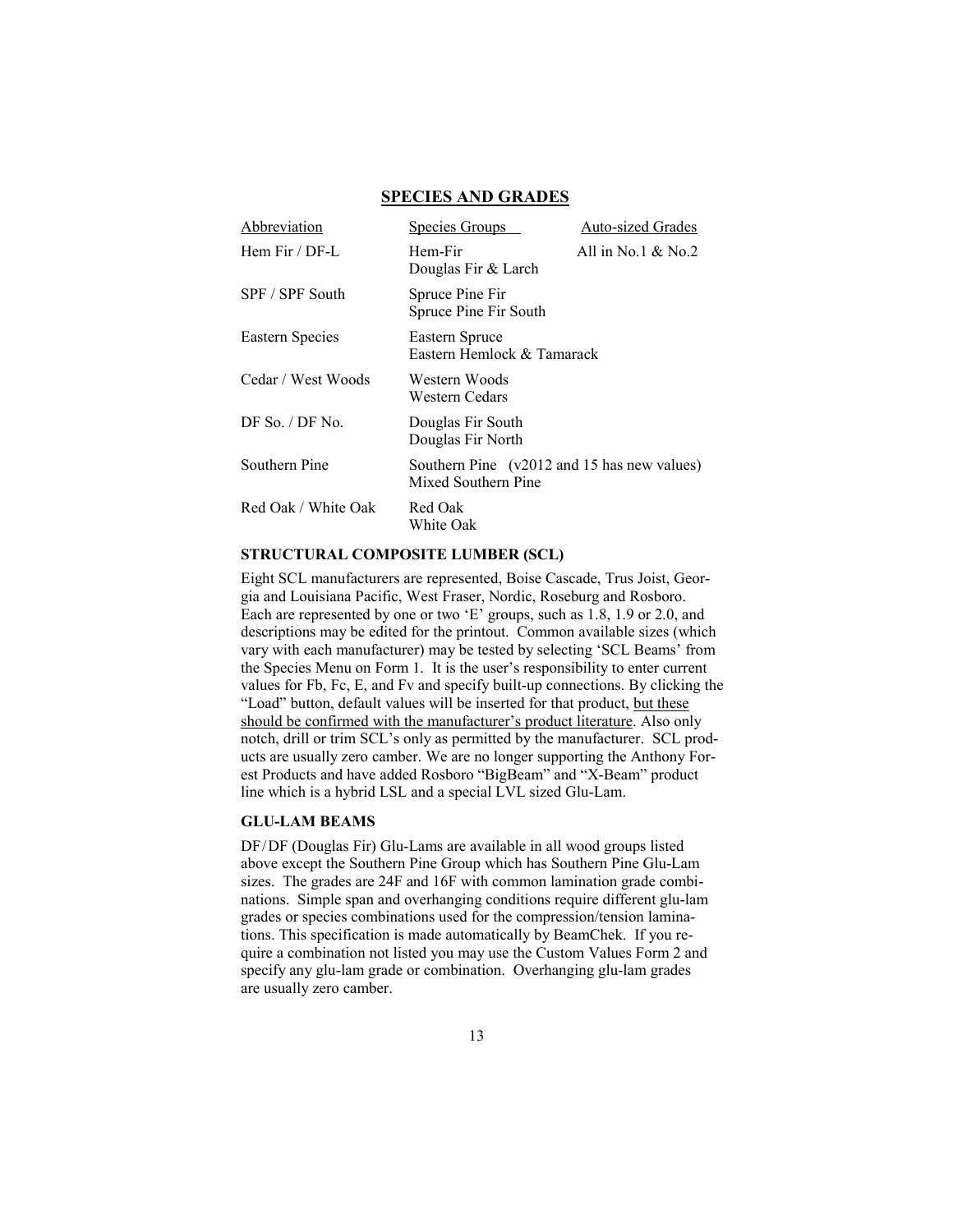## SPECIES AND GRADES

| Abbreviation | Species Groups | Auto-sized Grades |
|---|---|---|
| Hem Fir / DF-L | Hem-Fir<br>Douglas Fir & Larch | All in No.1 & No.2 |
| SPF / SPF South | Spruce Pine Fir<br>Spruce Pine Fir South | |
| Eastern Species | Eastern Spruce<br>Eastern Hemlock & Tamarack | |
| Cedar / West Woods | Western Woods<br>Western Cedars | |
| DF So. / DF No. | Douglas Fir South<br>Douglas Fir North | |
| Southern Pine | Southern Pine (v2012 and 15 has new values)<br>Mixed Southern Pine | |
| Red Oak / White Oak | Red Oak<br>White Oak | |

### STRUCTURAL COMPOSITE LUMBER (SCL)

Eight SCL manufacturers are represented, Boise Cascade, Trus Joist, Georgia and Louisiana Pacific, West Fraser, Nordic, Roseburg and Rosboro. Each are represented by one or two 'E' groups, such as 1.8, 1.9 or 2.0, and descriptions may be edited for the printout. Common available sizes (which vary with each manufacturer) may be tested by selecting 'SCL Beams' from the Species Menu on Form 1. It is the user's responsibility to enter current values for Fb, Fc, E, and Fv and specify built-up connections. By clicking the "Load" button, default values will be inserted for that product, <u>but these should be confirmed with the manufacturer's product literature</u>. Also only notch, drill or trim SCL's only as permitted by the manufacturer. SCL products are usually zero camber. We are no longer supporting the Anthony Forest Products and have added Rosboro "BigBeam" and "X-Beam" product line which is a hybrid LSL and a special LVL sized Glu-Lam.

### GLU-LAM BEAMS

DF/DF (Douglas Fir) Glu-Lams are available in all wood groups listed above except the Southern Pine Group which has Southern Pine Glu-Lam sizes. The grades are 24F and 16F with common lamination grade combinations. Simple span and overhanging conditions require different glu-lam grades or species combinations used for the compression/tension laminations. This specification is made automatically by BeamChek. If you require a combination not listed you may use the Custom Values Form 2 and specify any glu-lam grade or combination. Overhanging glu-lam grades are usually zero camber.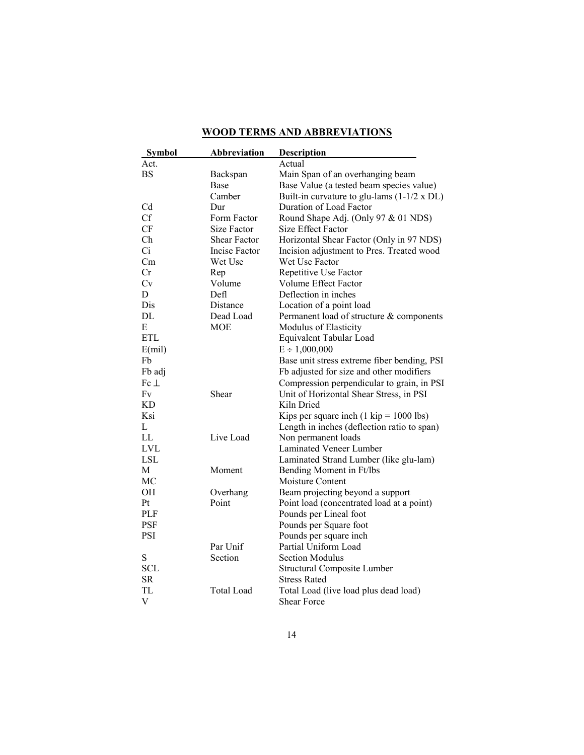## WOOD TERMS AND ABBREVIATIONS

| Symbol | Abbreviation | Description |
|---|---|---|
| Act. | | Actual |
| BS | Backspan | Main Span of an overhanging beam |
| | Base | Base Value (a tested beam species value) |
| | Camber | Built-in curvature to glu-lams (1-1/2 x DL) |
| Cd | Dur | Duration of Load Factor |
| Cf | Form Factor | Round Shape Adj. (Only 97 & 01 NDS) |
| CF | Size Factor | Size Effect Factor |
| Ch | Shear Factor | Horizontal Shear Factor (Only in 97 NDS) |
| Ci | Incise Factor | Incision adjustment to Pres. Treated wood |
| Cm | Wet Use | Wet Use Factor |
| Cr | Rep | Repetitive Use Factor |
| Cv | Volume | Volume Effect Factor |
| D | Defl | Deflection in inches |
| Dis | Distance | Location of a point load |
| DL | Dead Load | Permanent load of structure & components |
| E | MOE | Modulus of Elasticity |
| ETL | | Equivalent Tabular Load |
| E(mil) | | $E \div 1{,}000{,}000$ |
| Fb | | Base unit stress extreme fiber bending, PSI |
| Fb adj | | Fb adjusted for size and other modifiers |
| $Fc \perp$ | | Compression perpendicular to grain, in PSI |
| Fv | Shear | Unit of Horizontal Shear Stress, in PSI |
| KD | | Kiln Dried |
| Ksi | | Kips per square inch (1 kip = 1000 lbs) |
| L | | Length in inches (deflection ratio to span) |
| LL | Live Load | Non permanent loads |
| LVL | | Laminated Veneer Lumber |
| LSL | | Laminated Strand Lumber (like glu-lam) |
| M | Moment | Bending Moment in Ft/lbs |
| MC | | Moisture Content |
| OH | Overhang | Beam projecting beyond a support |
| Pt | Point | Point load (concentrated load at a point) |
| PLF | | Pounds per Lineal foot |
| PSF | | Pounds per Square foot |
| PSI | | Pounds per square inch |
| | Par Unif | Partial Uniform Load |
| S | Section | Section Modulus |
| SCL | | Structural Composite Lumber |
| SR | | Stress Rated |
| TL | Total Load | Total Load (live load plus dead load) |
| V | | Shear Force |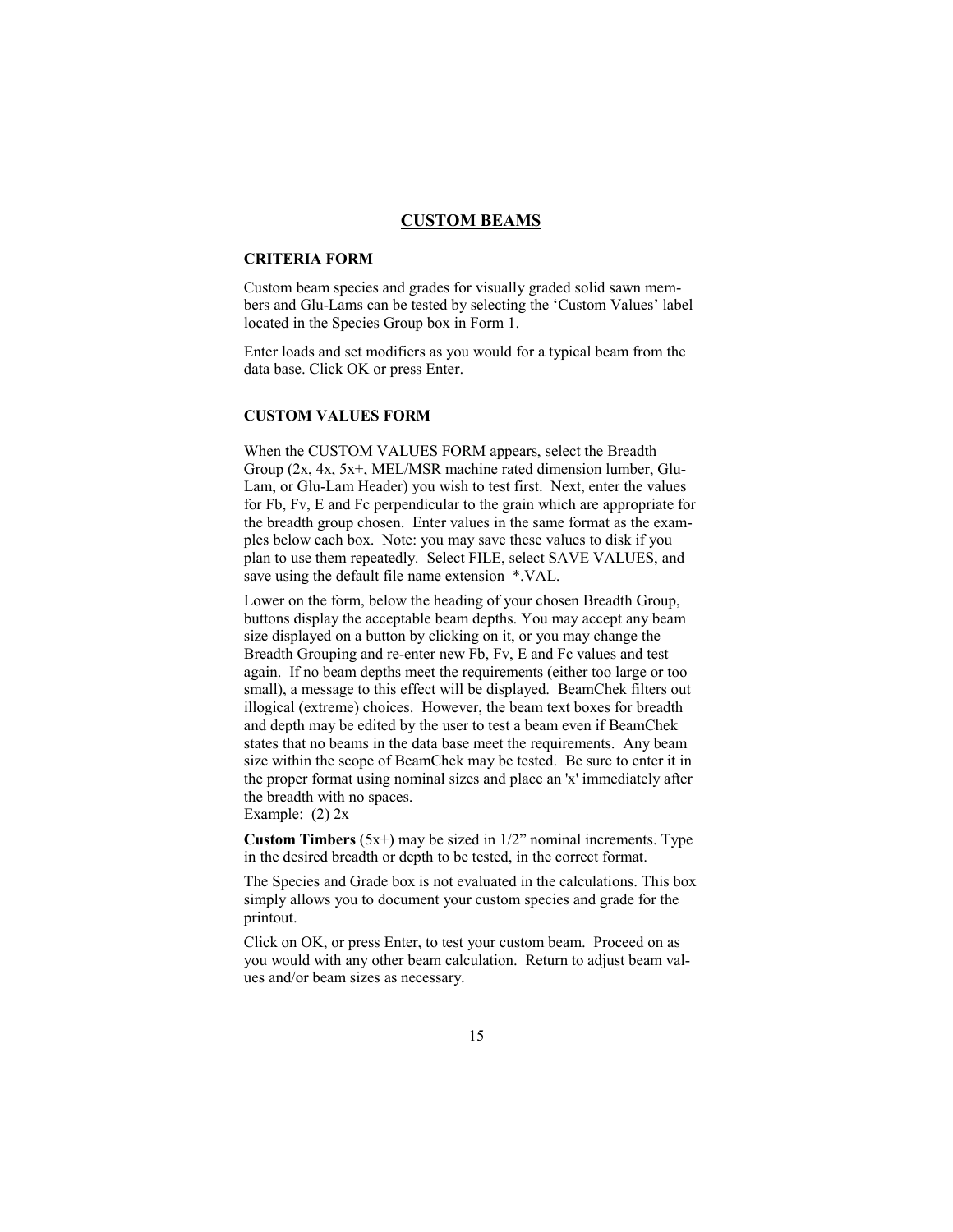## CUSTOM BEAMS

### CRITERIA FORM

Custom beam species and grades for visually graded solid sawn members and Glu-Lams can be tested by selecting the 'Custom Values' label located in the Species Group box in Form 1.

Enter loads and set modifiers as you would for a typical beam from the data base. Click OK or press Enter.

### CUSTOM VALUES FORM

When the CUSTOM VALUES FORM appears, select the Breadth Group (2x, 4x, 5x+, MEL/MSR machine rated dimension lumber, Glu-Lam, or Glu-Lam Header) you wish to test first. Next, enter the values for Fb, Fv, E and Fc perpendicular to the grain which are appropriate for the breadth group chosen. Enter values in the same format as the examples below each box. Note: you may save these values to disk if you plan to use them repeatedly. Select FILE, select SAVE VALUES, and save using the default file name extension *.VAL.

Lower on the form, below the heading of your chosen Breadth Group, buttons display the acceptable beam depths. You may accept any beam size displayed on a button by clicking on it, or you may change the Breadth Grouping and re-enter new Fb, Fv, E and Fc values and test again. If no beam depths meet the requirements (either too large or too small), a message to this effect will be displayed. BeamChek filters out illogical (extreme) choices. However, the beam text boxes for breadth and depth may be edited by the user to test a beam even if BeamChek states that no beams in the data base meet the requirements. Any beam size within the scope of BeamChek may be tested. Be sure to enter it in the proper format using nominal sizes and place an 'x' immediately after the breadth with no spaces.
Example: (2) 2x

**Custom Timbers** (5x+) may be sized in 1/2" nominal increments. Type in the desired breadth or depth to be tested, in the correct format.

The Species and Grade box is not evaluated in the calculations. This box simply allows you to document your custom species and grade for the printout.

Click on OK, or press Enter, to test your custom beam. Proceed on as you would with any other beam calculation. Return to adjust beam values and/or beam sizes as necessary.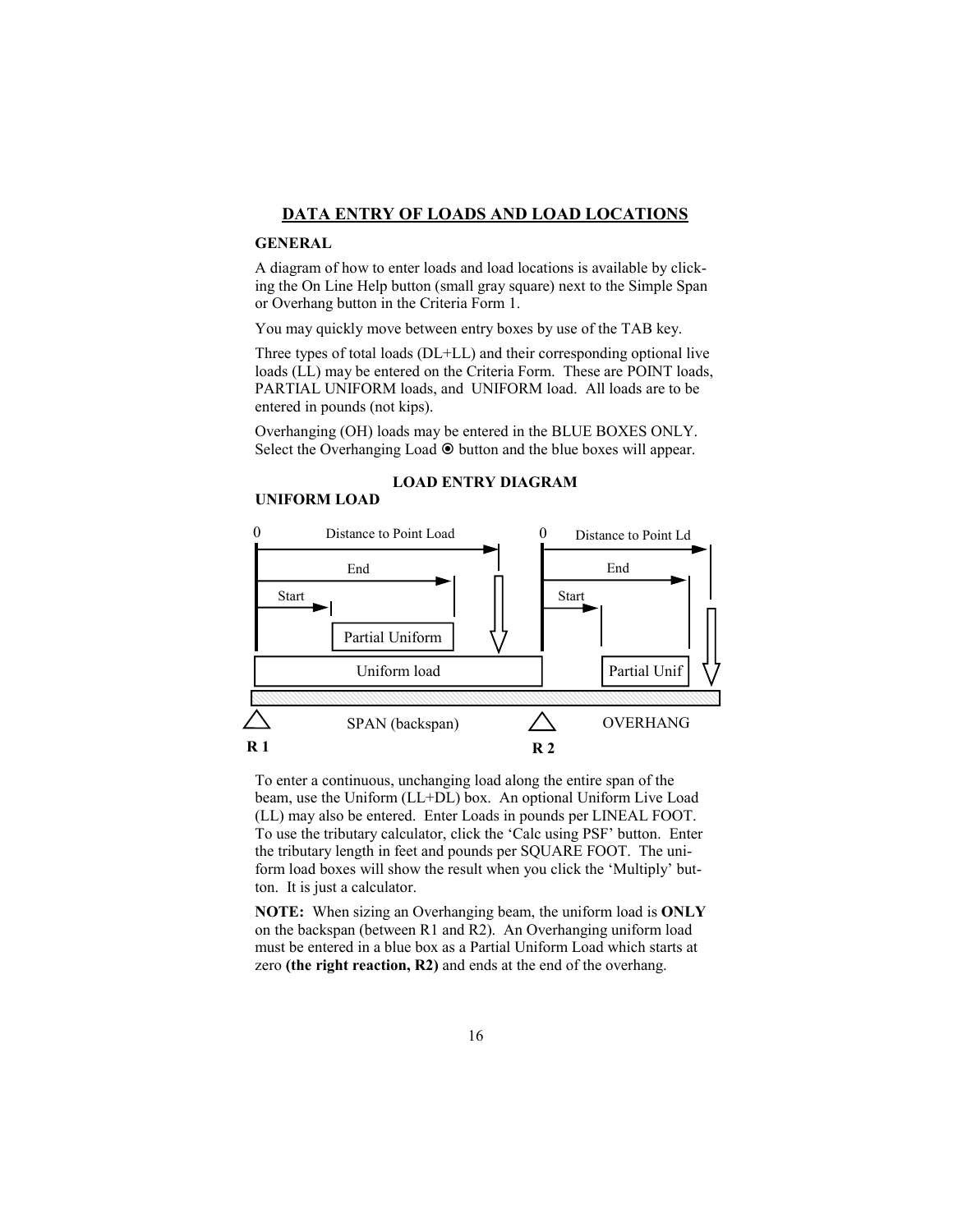## DATA ENTRY OF LOADS AND LOAD LOCATIONS

### GENERAL

A diagram of how to enter loads and load locations is available by clicking the On Line Help button (small gray square) next to the Simple Span or Overhang button in the Criteria Form 1.

You may quickly move between entry boxes by use of the TAB key.

Three types of total loads (DL+LL) and their corresponding optional live loads (LL) may be entered on the Criteria Form. These are POINT loads, PARTIAL UNIFORM loads, and UNIFORM load. All loads are to be entered in pounds (not kips).

Overhanging (OH) loads may be entered in the BLUE BOXES ONLY. Select the Overhanging Load ⦿ button and the blue boxes will appear.

### LOAD ENTRY DIAGRAM

### UNIFORM LOAD

0 — Distance to Point Load — End — Start — Partial Uniform — Uniform load — SPAN (backspan) — R 1

0 — Distance to Point Ld — End — Start — Partial Unif — OVERHANG — R 2

To enter a continuous, unchanging load along the entire span of the beam, use the Uniform (LL+DL) box. An optional Uniform Live Load (LL) may also be entered. Enter Loads in pounds per LINEAL FOOT. To use the tributary calculator, click the 'Calc using PSF' button. Enter the tributary length in feet and pounds per SQUARE FOOT. The uniform load boxes will show the result when you click the 'Multiply' button. It is just a calculator.

**NOTE:** When sizing an Overhanging beam, the uniform load is **ONLY** on the backspan (between R1 and R2). An Overhanging uniform load must be entered in a blue box as a Partial Uniform Load which starts at zero **(the right reaction, R2)** and ends at the end of the overhang.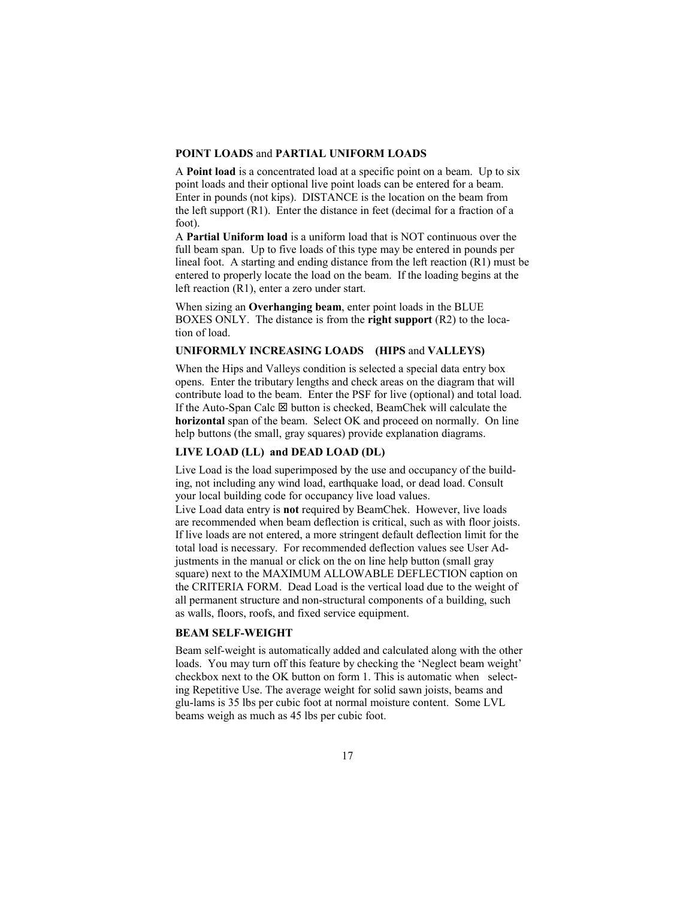### **POINT LOADS** and **PARTIAL UNIFORM LOADS**

A **Point load** is a concentrated load at a specific point on a beam. Up to six point loads and their optional live point loads can be entered for a beam. Enter in pounds (not kips). DISTANCE is the location on the beam from the left support (R1). Enter the distance in feet (decimal for a fraction of a foot).

A **Partial Uniform load** is a uniform load that is NOT continuous over the full beam span. Up to five loads of this type may be entered in pounds per lineal foot. A starting and ending distance from the left reaction (R1) must be entered to properly locate the load on the beam. If the loading begins at the left reaction (R1), enter a zero under start.

When sizing an **Overhanging beam**, enter point loads in the BLUE BOXES ONLY. The distance is from the **right support** (R2) to the location of load.

### **UNIFORMLY INCREASING LOADS (HIPS and VALLEYS)**

When the Hips and Valleys condition is selected a special data entry box opens. Enter the tributary lengths and check areas on the diagram that will contribute load to the beam. Enter the PSF for live (optional) and total load. If the Auto-Span Calc ☒ button is checked, BeamChek will calculate the **horizontal** span of the beam. Select OK and proceed on normally. On line help buttons (the small, gray squares) provide explanation diagrams.

### **LIVE LOAD (LL) and DEAD LOAD (DL)**

Live Load is the load superimposed by the use and occupancy of the building, not including any wind load, earthquake load, or dead load. Consult your local building code for occupancy live load values.

Live Load data entry is **not** required by BeamChek. However, live loads are recommended when beam deflection is critical, such as with floor joists. If live loads are not entered, a more stringent default deflection limit for the total load is necessary. For recommended deflection values see User Adjustments in the manual or click on the on line help button (small gray square) next to the MAXIMUM ALLOWABLE DEFLECTION caption on the CRITERIA FORM. Dead Load is the vertical load due to the weight of all permanent structure and non-structural components of a building, such as walls, floors, roofs, and fixed service equipment.

### **BEAM SELF-WEIGHT**

Beam self-weight is automatically added and calculated along with the other loads. You may turn off this feature by checking the 'Neglect beam weight' checkbox next to the OK button on form 1. This is automatic when selecting Repetitive Use. The average weight for solid sawn joists, beams and glu-lams is 35 lbs per cubic foot at normal moisture content. Some LVL beams weigh as much as 45 lbs per cubic foot.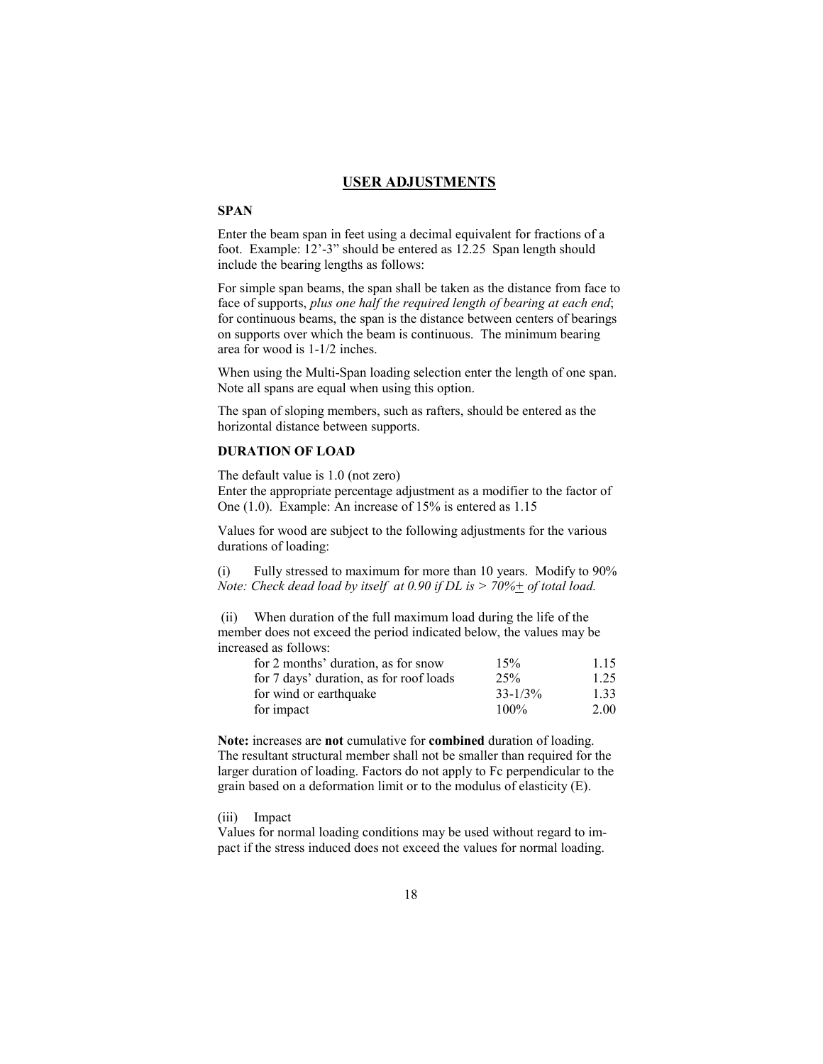# USER ADJUSTMENTS

### SPAN

Enter the beam span in feet using a decimal equivalent for fractions of a foot. Example: 12'-3" should be entered as 12.25 Span length should include the bearing lengths as follows:

For simple span beams, the span shall be taken as the distance from face to face of supports, *plus one half the required length of bearing at each end*; for continuous beams, the span is the distance between centers of bearings on supports over which the beam is continuous. The minimum bearing area for wood is 1-1/2 inches.

When using the Multi-Span loading selection enter the length of one span. Note all spans are equal when using this option.

The span of sloping members, such as rafters, should be entered as the horizontal distance between supports.

### DURATION OF LOAD

The default value is 1.0 (not zero)
Enter the appropriate percentage adjustment as a modifier to the factor of One (1.0). Example: An increase of 15% is entered as 1.15

Values for wood are subject to the following adjustments for the various durations of loading:

(i) Fully stressed to maximum for more than 10 years. Modify to 90%
*Note: Check dead load by itself at 0.90 if DL is > 70%± of total load.*

(ii) When duration of the full maximum load during the life of the member does not exceed the period indicated below, the values may be increased as follows:

| | | |
|---|---|---|
| for 2 months' duration, as for snow | 15% | 1.15 |
| for 7 days' duration, as for roof loads | 25% | 1.25 |
| for wind or earthquake | 33-1/3% | 1.33 |
| for impact | 100% | 2.00 |

**Note:** increases are **not** cumulative for **combined** duration of loading. The resultant structural member shall not be smaller than required for the larger duration of loading. Factors do not apply to Fc perpendicular to the grain based on a deformation limit or to the modulus of elasticity (E).

(iii) Impact
Values for normal loading conditions may be used without regard to impact if the stress induced does not exceed the values for normal loading.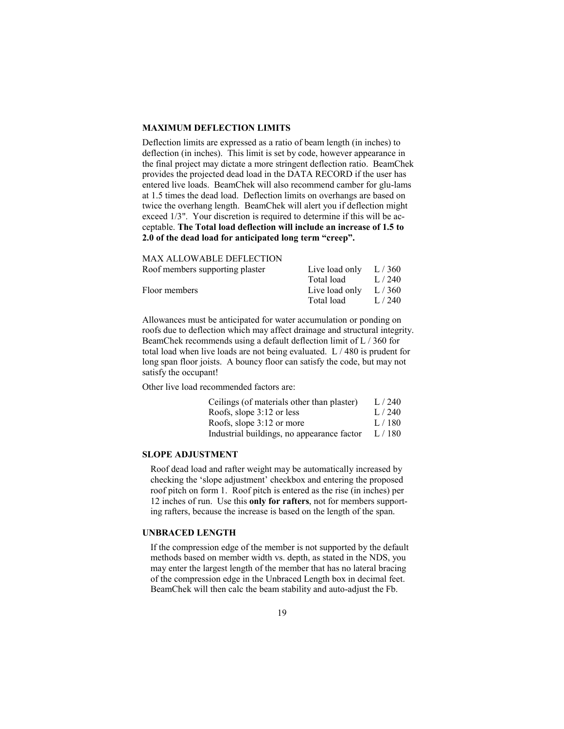### MAXIMUM DEFLECTION LIMITS

Deflection limits are expressed as a ratio of beam length (in inches) to deflection (in inches). This limit is set by code, however appearance in the final project may dictate a more stringent deflection ratio. BeamChek provides the projected dead load in the DATA RECORD if the user has entered live loads. BeamChek will also recommend camber for glu-lams at 1.5 times the dead load. Deflection limits on overhangs are based on twice the overhang length. BeamChek will alert you if deflection might exceed 1/3". Your discretion is required to determine if this will be acceptable. **The Total load deflection will include an increase of 1.5 to 2.0 of the dead load for anticipated long term "creep".**

| MAX ALLOWABLE DEFLECTION | | |
|---|---|---|
| Roof members supporting plaster | Live load only | L / 360 |
| | Total load | L / 240 |
| Floor members | Live load only | L / 360 |
| | Total load | L / 240 |

Allowances must be anticipated for water accumulation or ponding on roofs due to deflection which may affect drainage and structural integrity. BeamChek recommends using a default deflection limit of L / 360 for total load when live loads are not being evaluated. L / 480 is prudent for long span floor joists. A bouncy floor can satisfy the code, but may not satisfy the occupant!

Other live load recommended factors are:

| | |
|---|---|
| Ceilings (of materials other than plaster) | L / 240 |
| Roofs, slope 3:12 or less | L / 240 |
| Roofs, slope 3:12 or more | L / 180 |
| Industrial buildings, no appearance factor | L / 180 |

### SLOPE ADJUSTMENT

Roof dead load and rafter weight may be automatically increased by checking the 'slope adjustment' checkbox and entering the proposed roof pitch on form 1. Roof pitch is entered as the rise (in inches) per 12 inches of run. Use this **only for rafters**, not for members supporting rafters, because the increase is based on the length of the span.

### UNBRACED LENGTH

If the compression edge of the member is not supported by the default methods based on member width vs. depth, as stated in the NDS, you may enter the largest length of the member that has no lateral bracing of the compression edge in the Unbraced Length box in decimal feet. BeamChek will then calc the beam stability and auto-adjust the Fb.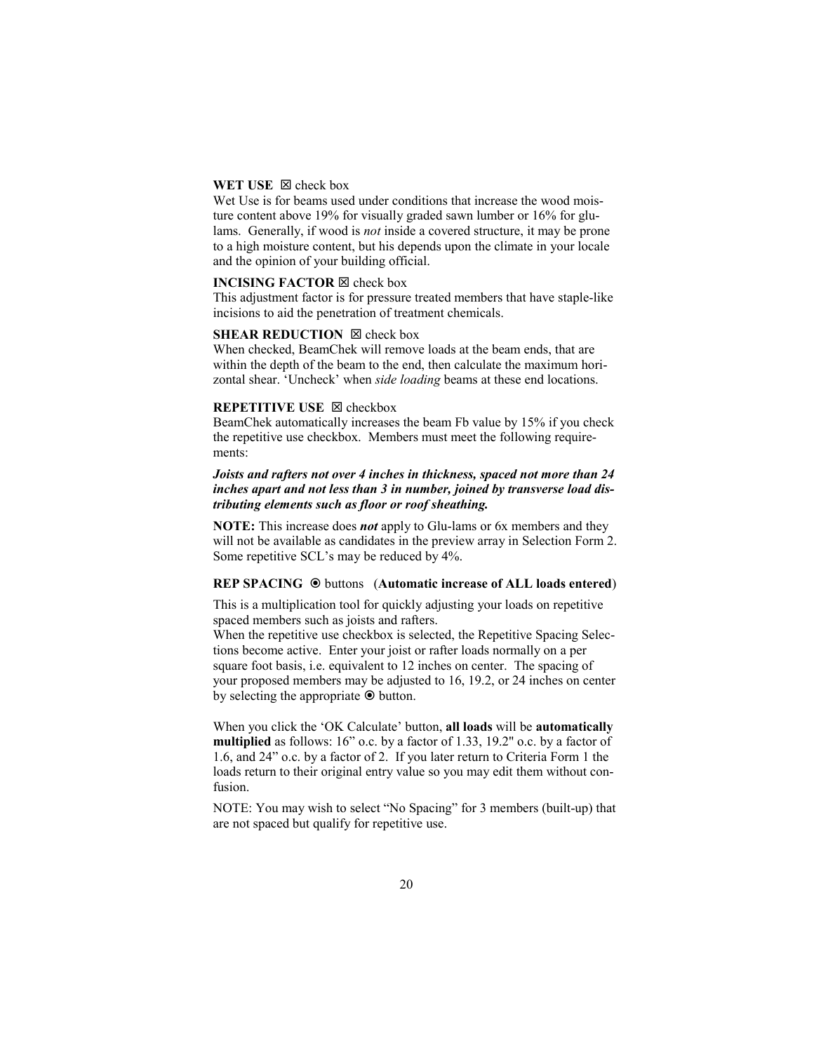**WET USE** ☒ check box

Wet Use is for beams used under conditions that increase the wood moisture content above 19% for visually graded sawn lumber or 16% for glulams. Generally, if wood is *not* inside a covered structure, it may be prone to a high moisture content, but his depends upon the climate in your locale and the opinion of your building official.

**INCISING FACTOR** ☒ check box

This adjustment factor is for pressure treated members that have staple-like incisions to aid the penetration of treatment chemicals.

**SHEAR REDUCTION** ☒ check box

When checked, BeamChek will remove loads at the beam ends, that are within the depth of the beam to the end, then calculate the maximum horizontal shear. 'Uncheck' when *side loading* beams at these end locations.

**REPETITIVE USE** ☒ checkbox

BeamChek automatically increases the beam Fb value by 15% if you check the repetitive use checkbox. Members must meet the following requirements:

***Joists and rafters not over 4 inches in thickness, spaced not more than 24 inches apart and not less than 3 in number, joined by transverse load distributing elements such as floor or roof sheathing.***

**NOTE:** This increase does ***not*** apply to Glu-lams or 6x members and they will not be available as candidates in the preview array in Selection Form 2. Some repetitive SCL's may be reduced by 4%.

**REP SPACING** ⦿ buttons (**Automatic increase of ALL loads entered**)

This is a multiplication tool for quickly adjusting your loads on repetitive spaced members such as joists and rafters.

When the repetitive use checkbox is selected, the Repetitive Spacing Selections become active. Enter your joist or rafter loads normally on a per square foot basis, i.e. equivalent to 12 inches on center. The spacing of your proposed members may be adjusted to 16, 19.2, or 24 inches on center by selecting the appropriate ⦿ button.

When you click the 'OK Calculate' button, **all loads** will be **automatically multiplied** as follows: 16" o.c. by a factor of 1.33, 19.2" o.c. by a factor of 1.6, and 24" o.c. by a factor of 2. If you later return to Criteria Form 1 the loads return to their original entry value so you may edit them without confusion.

NOTE: You may wish to select "No Spacing" for 3 members (built-up) that are not spaced but qualify for repetitive use.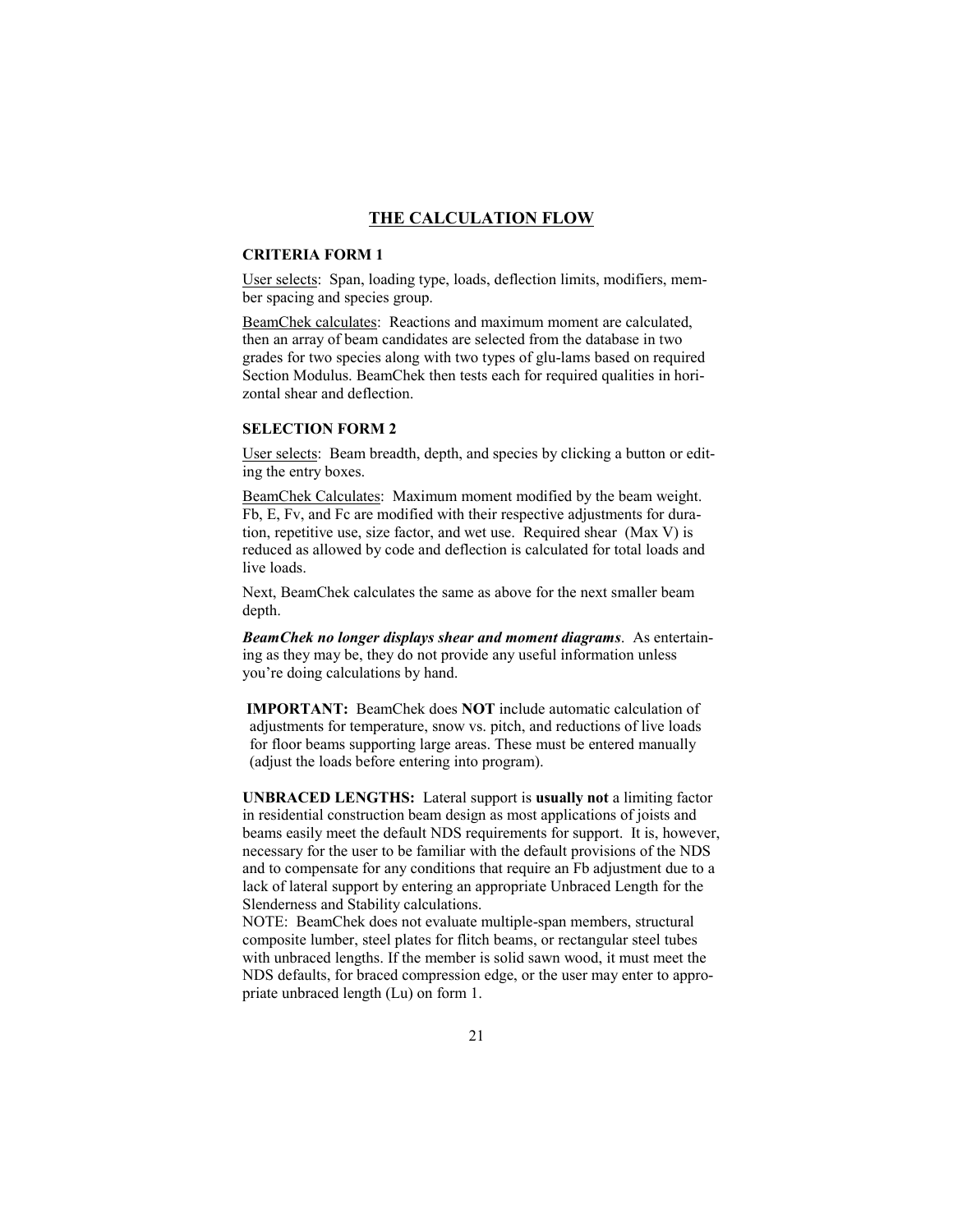# THE CALCULATION FLOW

### CRITERIA FORM 1

User selects: Span, loading type, loads, deflection limits, modifiers, member spacing and species group.

BeamChek calculates: Reactions and maximum moment are calculated, then an array of beam candidates are selected from the database in two grades for two species along with two types of glu-lams based on required Section Modulus. BeamChek then tests each for required qualities in horizontal shear and deflection.

### SELECTION FORM 2

User selects: Beam breadth, depth, and species by clicking a button or editing the entry boxes.

BeamChek Calculates: Maximum moment modified by the beam weight. Fb, E, Fv, and Fc are modified with their respective adjustments for duration, repetitive use, size factor, and wet use. Required shear (Max V) is reduced as allowed by code and deflection is calculated for total loads and live loads.

Next, BeamChek calculates the same as above for the next smaller beam depth.

***BeamChek no longer displays shear and moment diagrams***. As entertaining as they may be, they do not provide any useful information unless you're doing calculations by hand.

**IMPORTANT:** BeamChek does **NOT** include automatic calculation of adjustments for temperature, snow vs. pitch, and reductions of live loads for floor beams supporting large areas. These must be entered manually (adjust the loads before entering into program).

**UNBRACED LENGTHS:** Lateral support is **usually not** a limiting factor in residential construction beam design as most applications of joists and beams easily meet the default NDS requirements for support. It is, however, necessary for the user to be familiar with the default provisions of the NDS and to compensate for any conditions that require an Fb adjustment due to a lack of lateral support by entering an appropriate Unbraced Length for the Slenderness and Stability calculations.

NOTE: BeamChek does not evaluate multiple-span members, structural composite lumber, steel plates for flitch beams, or rectangular steel tubes with unbraced lengths. If the member is solid sawn wood, it must meet the NDS defaults, for braced compression edge, or the user may enter to appropriate unbraced length (Lu) on form 1.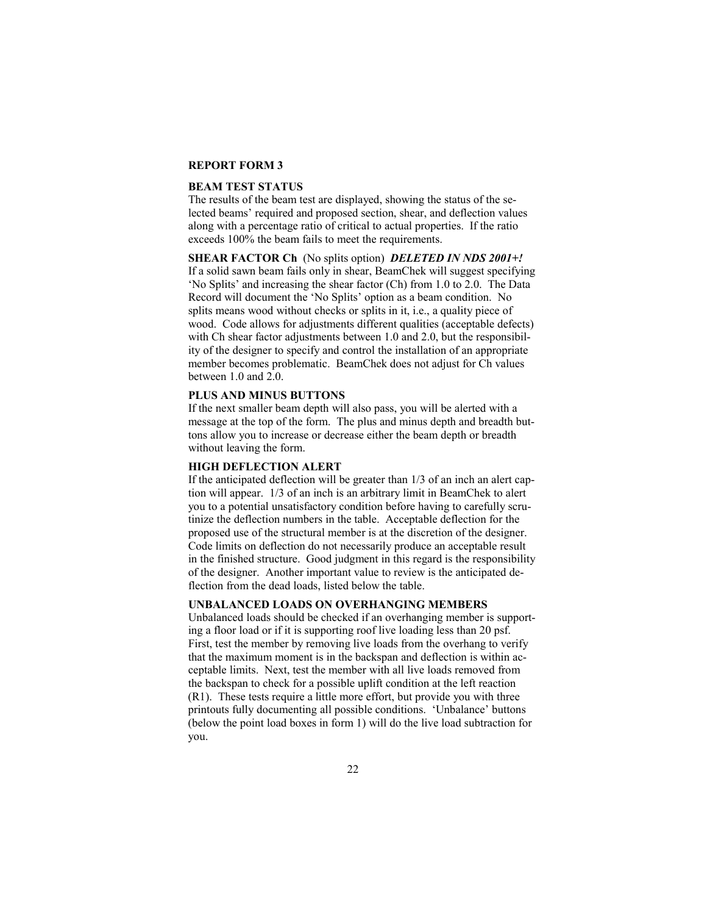## REPORT FORM 3

### BEAM TEST STATUS

The results of the beam test are displayed, showing the status of the selected beams' required and proposed section, shear, and deflection values along with a percentage ratio of critical to actual properties. If the ratio exceeds 100% the beam fails to meet the requirements.

### SHEAR FACTOR Ch (No splits option) ***DELETED IN NDS 2001+!***

If a solid sawn beam fails only in shear, BeamChek will suggest specifying 'No Splits' and increasing the shear factor (Ch) from 1.0 to 2.0. The Data Record will document the 'No Splits' option as a beam condition. No splits means wood without checks or splits in it, i.e., a quality piece of wood. Code allows for adjustments different qualities (acceptable defects) with Ch shear factor adjustments between 1.0 and 2.0, but the responsibility of the designer to specify and control the installation of an appropriate member becomes problematic. BeamChek does not adjust for Ch values between 1.0 and 2.0.

### PLUS AND MINUS BUTTONS

If the next smaller beam depth will also pass, you will be alerted with a message at the top of the form. The plus and minus depth and breadth buttons allow you to increase or decrease either the beam depth or breadth without leaving the form.

### HIGH DEFLECTION ALERT

If the anticipated deflection will be greater than 1/3 of an inch an alert caption will appear. 1/3 of an inch is an arbitrary limit in BeamChek to alert you to a potential unsatisfactory condition before having to carefully scrutinize the deflection numbers in the table. Acceptable deflection for the proposed use of the structural member is at the discretion of the designer. Code limits on deflection do not necessarily produce an acceptable result in the finished structure. Good judgment in this regard is the responsibility of the designer. Another important value to review is the anticipated deflection from the dead loads, listed below the table.

### UNBALANCED LOADS ON OVERHANGING MEMBERS

Unbalanced loads should be checked if an overhanging member is supporting a floor load or if it is supporting roof live loading less than 20 psf. First, test the member by removing live loads from the overhang to verify that the maximum moment is in the backspan and deflection is within acceptable limits. Next, test the member with all live loads removed from the backspan to check for a possible uplift condition at the left reaction (R1). These tests require a little more effort, but provide you with three printouts fully documenting all possible conditions. 'Unbalance' buttons (below the point load boxes in form 1) will do the live load subtraction for you.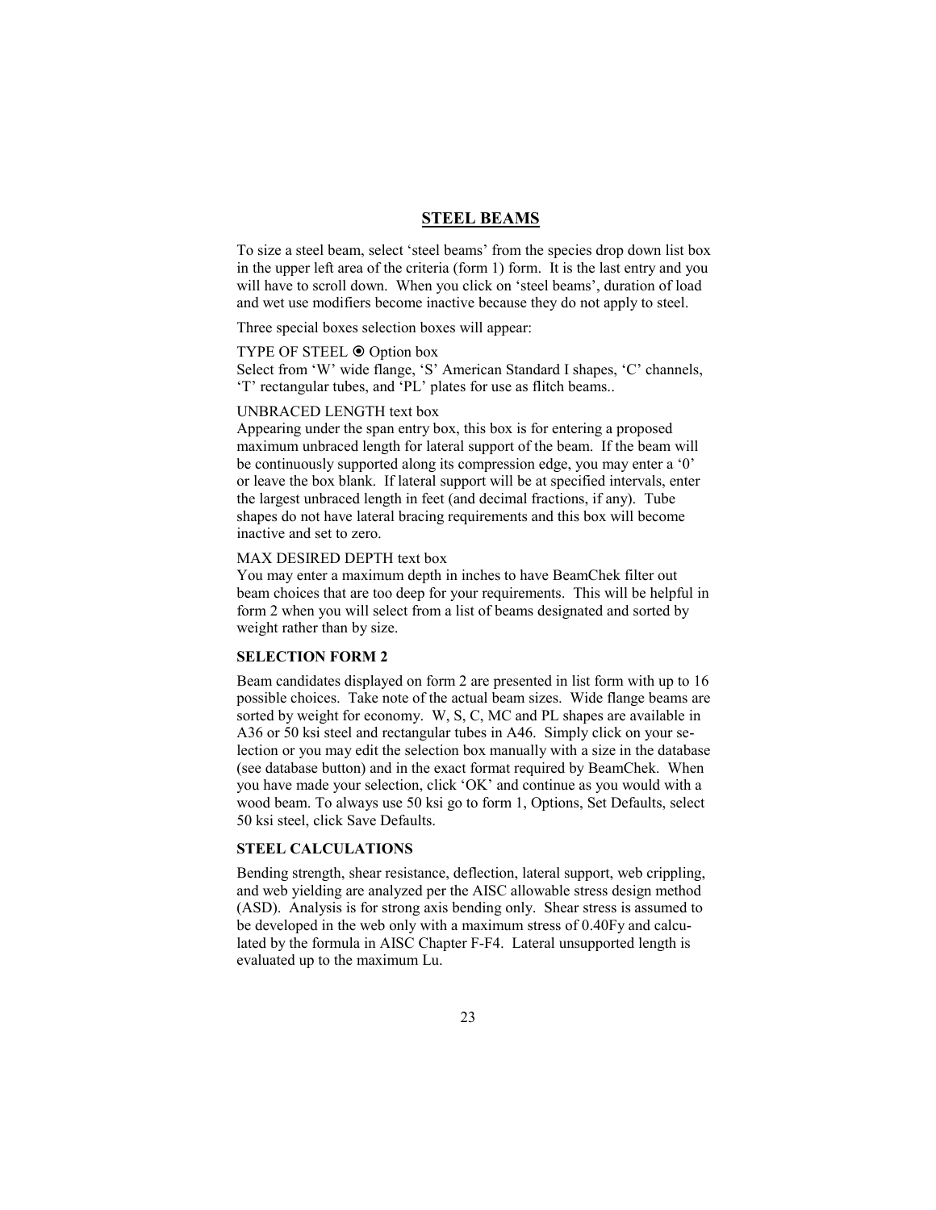## STEEL BEAMS

To size a steel beam, select 'steel beams' from the species drop down list box in the upper left area of the criteria (form 1) form. It is the last entry and you will have to scroll down. When you click on 'steel beams', duration of load and wet use modifiers become inactive because they do not apply to steel.

Three special boxes selection boxes will appear:

TYPE OF STEEL ⦿ Option box
Select from 'W' wide flange, 'S' American Standard I shapes, 'C' channels, 'T' rectangular tubes, and 'PL' plates for use as flitch beams..

UNBRACED LENGTH text box
Appearing under the span entry box, this box is for entering a proposed maximum unbraced length for lateral support of the beam. If the beam will be continuously supported along its compression edge, you may enter a '0' or leave the box blank. If lateral support will be at specified intervals, enter the largest unbraced length in feet (and decimal fractions, if any). Tube shapes do not have lateral bracing requirements and this box will become inactive and set to zero.

MAX DESIRED DEPTH text box
You may enter a maximum depth in inches to have BeamChek filter out beam choices that are too deep for your requirements. This will be helpful in form 2 when you will select from a list of beams designated and sorted by weight rather than by size.

### SELECTION FORM 2

Beam candidates displayed on form 2 are presented in list form with up to 16 possible choices. Take note of the actual beam sizes. Wide flange beams are sorted by weight for economy. W, S, C, MC and PL shapes are available in A36 or 50 ksi steel and rectangular tubes in A46. Simply click on your selection or you may edit the selection box manually with a size in the database (see database button) and in the exact format required by BeamChek. When you have made your selection, click 'OK' and continue as you would with a wood beam. To always use 50 ksi go to form 1, Options, Set Defaults, select 50 ksi steel, click Save Defaults.

### STEEL CALCULATIONS

Bending strength, shear resistance, deflection, lateral support, web crippling, and web yielding are analyzed per the AISC allowable stress design method (ASD). Analysis is for strong axis bending only. Shear stress is assumed to be developed in the web only with a maximum stress of $0.40F_y$ and calculated by the formula in AISC Chapter F-F4. Lateral unsupported length is evaluated up to the maximum $L_u$.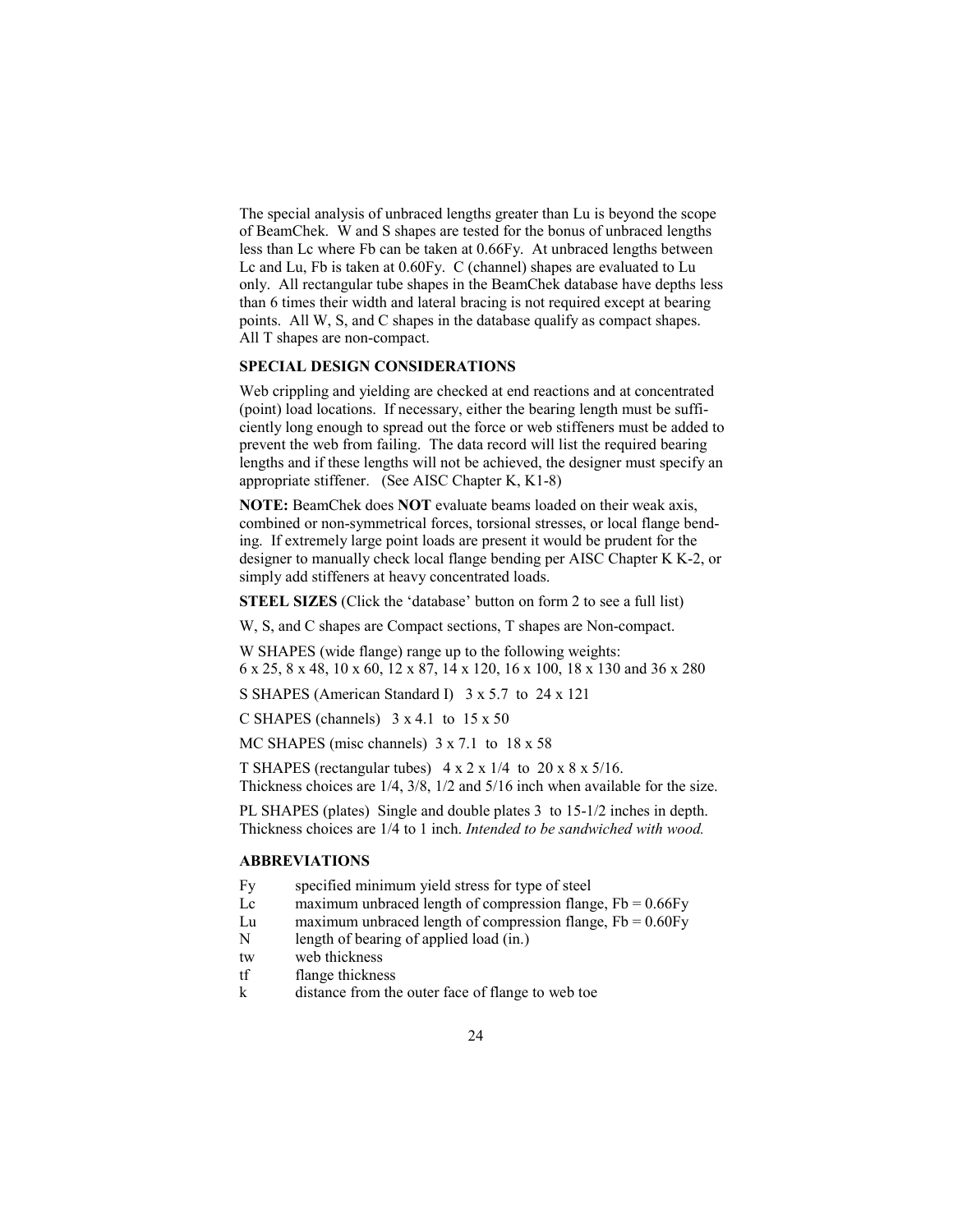The special analysis of unbraced lengths greater than Lu is beyond the scope of BeamChek. W and S shapes are tested for the bonus of unbraced lengths less than Lc where Fb can be taken at 0.66Fy. At unbraced lengths between Lc and Lu, Fb is taken at 0.60Fy. C (channel) shapes are evaluated to Lu only. All rectangular tube shapes in the BeamChek database have depths less than 6 times their width and lateral bracing is not required except at bearing points. All W, S, and C shapes in the database qualify as compact shapes. All T shapes are non-compact.

**SPECIAL DESIGN CONSIDERATIONS**

Web crippling and yielding are checked at end reactions and at concentrated (point) load locations. If necessary, either the bearing length must be sufficiently long enough to spread out the force or web stiffeners must be added to prevent the web from failing. The data record will list the required bearing lengths and if these lengths will not be achieved, the designer must specify an appropriate stiffener. (See AISC Chapter K, K1-8)

**NOTE:** BeamChek does **NOT** evaluate beams loaded on their weak axis, combined or non-symmetrical forces, torsional stresses, or local flange bending. If extremely large point loads are present it would be prudent for the designer to manually check local flange bending per AISC Chapter K K-2, or simply add stiffeners at heavy concentrated loads.

**STEEL SIZES** (Click the 'database' button on form 2 to see a full list)

W, S, and C shapes are Compact sections, T shapes are Non-compact.

W SHAPES (wide flange) range up to the following weights:
6 x 25, 8 x 48, 10 x 60, 12 x 87, 14 x 120, 16 x 100, 18 x 130 and 36 x 280

S SHAPES (American Standard I) 3 x 5.7 to 24 x 121

C SHAPES (channels) 3 x 4.1 to 15 x 50

MC SHAPES (misc channels) 3 x 7.1 to 18 x 58

T SHAPES (rectangular tubes) 4 x 2 x 1/4 to 20 x 8 x 5/16.
Thickness choices are 1/4, 3/8, 1/2 and 5/16 inch when available for the size.

PL SHAPES (plates) Single and double plates 3 to 15-1/2 inches in depth.
Thickness choices are 1/4 to 1 inch. *Intended to be sandwiched with wood.*

**ABBREVIATIONS**

| | |
|---|---|
| Fy | specified minimum yield stress for type of steel |
| Lc | maximum unbraced length of compression flange, Fb = 0.66Fy |
| Lu | maximum unbraced length of compression flange, Fb = 0.60Fy |
| N | length of bearing of applied load (in.) |
| tw | web thickness |
| tf | flange thickness |
| k | distance from the outer face of flange to web toe |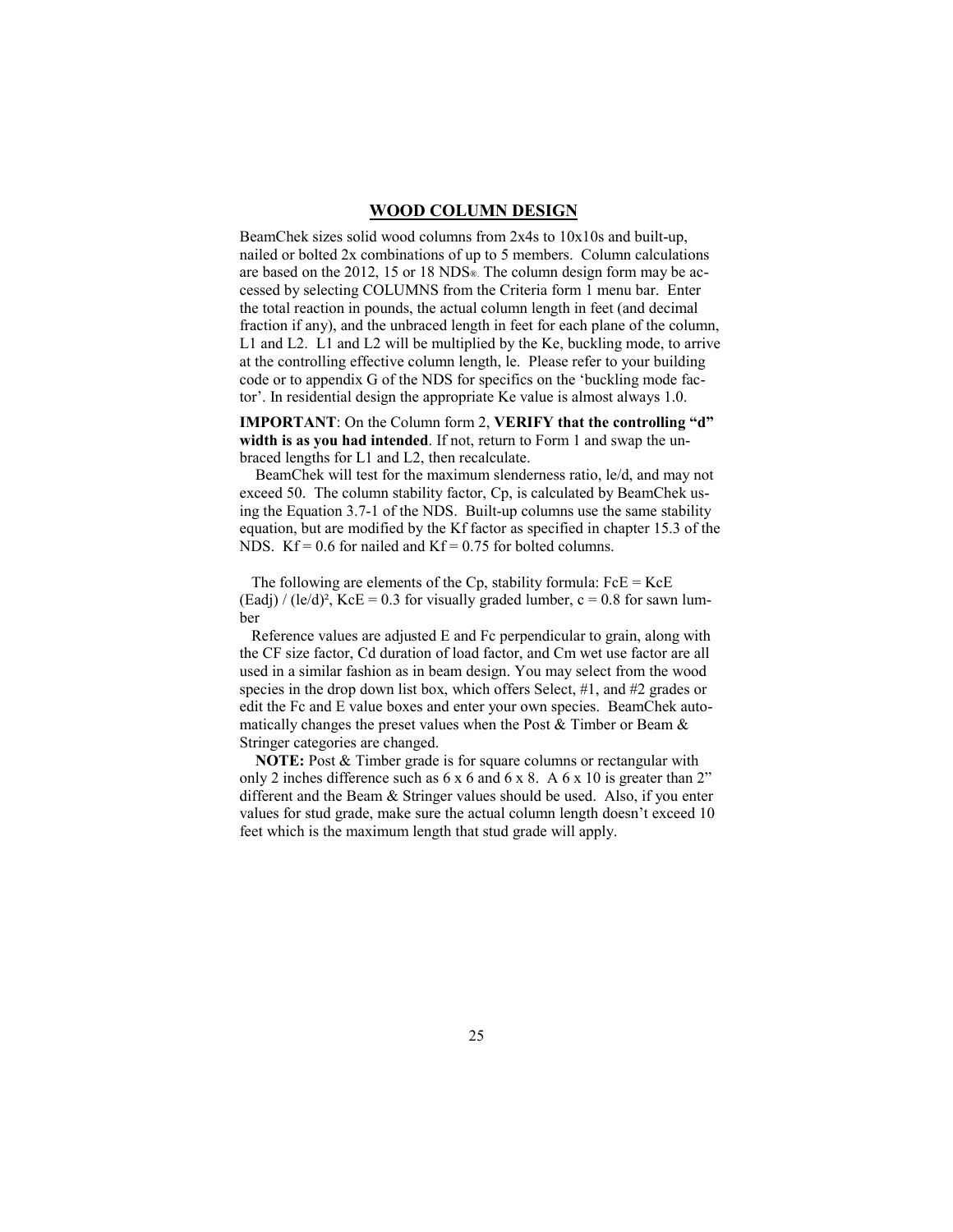# WOOD COLUMN DESIGN

BeamChek sizes solid wood columns from 2x4s to 10x10s and built-up, nailed or bolted 2x combinations of up to 5 members. Column calculations are based on the 2012, 15 or 18 NDS®. The column design form may be accessed by selecting COLUMNS from the Criteria form 1 menu bar. Enter the total reaction in pounds, the actual column length in feet (and decimal fraction if any), and the unbraced length in feet for each plane of the column, L1 and L2. L1 and L2 will be multiplied by the Ke, buckling mode, to arrive at the controlling effective column length, le. Please refer to your building code or to appendix G of the NDS for specifics on the 'buckling mode factor'. In residential design the appropriate Ke value is almost always 1.0.

**IMPORTANT**: On the Column form 2, **VERIFY that the controlling "d" width is as you had intended**. If not, return to Form 1 and swap the unbraced lengths for L1 and L2, then recalculate.

BeamChek will test for the maximum slenderness ratio, le/d, and may not exceed 50. The column stability factor, Cp, is calculated by BeamChek using the Equation 3.7-1 of the NDS. Built-up columns use the same stability equation, but are modified by the Kf factor as specified in chapter 15.3 of the NDS. Kf = 0.6 for nailed and Kf = 0.75 for bolted columns.

The following are elements of the Cp, stability formula: $FcE = KcE (Eadj) / (le/d)^2$, KcE = 0.3 for visually graded lumber, c = 0.8 for sawn lumber

Reference values are adjusted E and Fc perpendicular to grain, along with the CF size factor, Cd duration of load factor, and Cm wet use factor are all used in a similar fashion as in beam design. You may select from the wood species in the drop down list box, which offers Select, #1, and #2 grades or edit the Fc and E value boxes and enter your own species. BeamChek automatically changes the preset values when the Post & Timber or Beam & Stringer categories are changed.

**NOTE:** Post & Timber grade is for square columns or rectangular with only 2 inches difference such as 6 x 6 and 6 x 8. A 6 x 10 is greater than 2" different and the Beam & Stringer values should be used. Also, if you enter values for stud grade, make sure the actual column length doesn't exceed 10 feet which is the maximum length that stud grade will apply.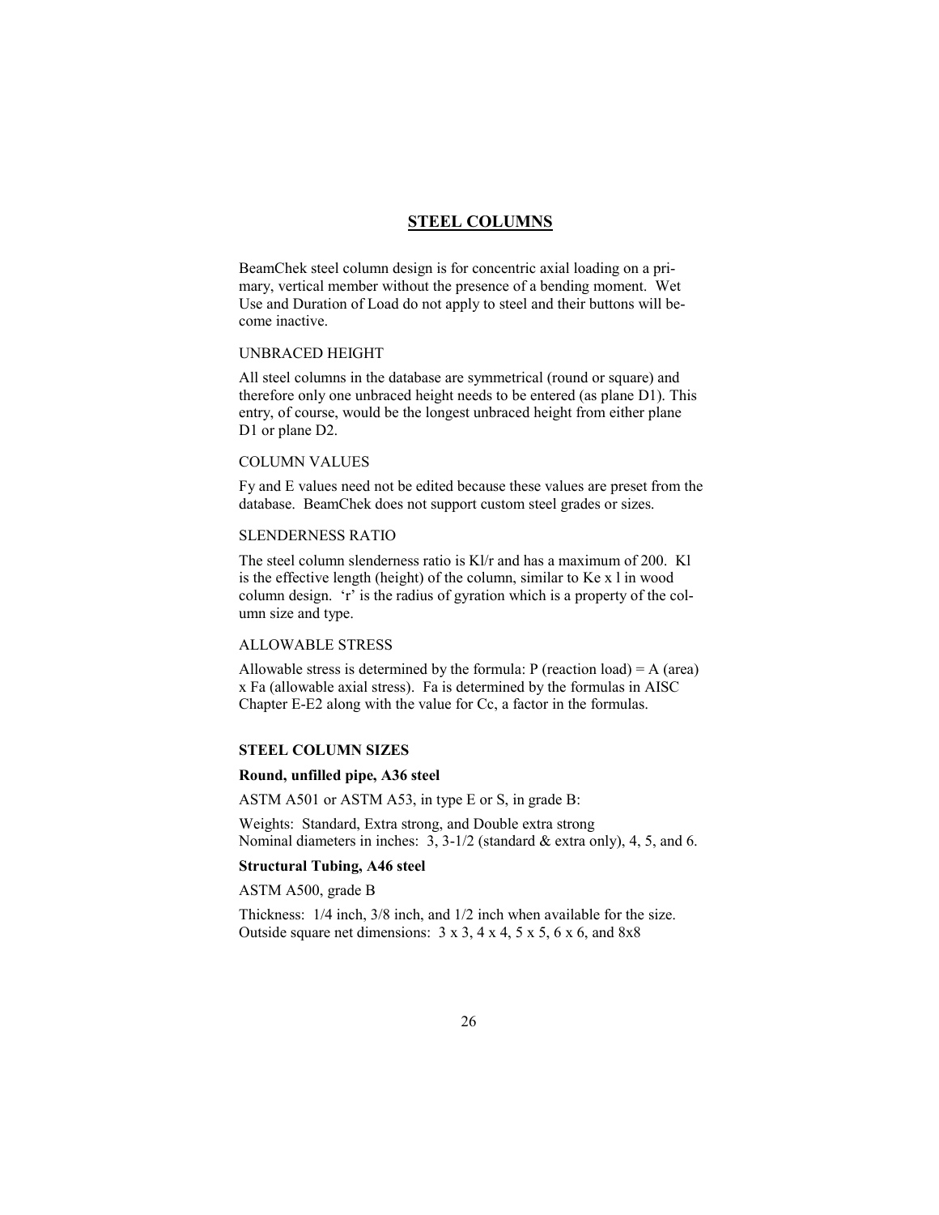# STEEL COLUMNS

BeamChek steel column design is for concentric axial loading on a primary, vertical member without the presence of a bending moment. Wet Use and Duration of Load do not apply to steel and their buttons will become inactive.

## UNBRACED HEIGHT

All steel columns in the database are symmetrical (round or square) and therefore only one unbraced height needs to be entered (as plane D1). This entry, of course, would be the longest unbraced height from either plane D1 or plane D2.

## COLUMN VALUES

Fy and E values need not be edited because these values are preset from the database. BeamChek does not support custom steel grades or sizes.

## SLENDERNESS RATIO

The steel column slenderness ratio is Kl/r and has a maximum of 200. Kl is the effective length (height) of the column, similar to Ke x l in wood column design. 'r' is the radius of gyration which is a property of the column size and type.

## ALLOWABLE STRESS

Allowable stress is determined by the formula: P (reaction load) = A (area) x Fa (allowable axial stress). Fa is determined by the formulas in AISC Chapter E-E2 along with the value for Cc, a factor in the formulas.

## STEEL COLUMN SIZES

**Round, unfilled pipe, A36 steel**

ASTM A501 or ASTM A53, in type E or S, in grade B:

Weights: Standard, Extra strong, and Double extra strong
Nominal diameters in inches: 3, 3-1/2 (standard & extra only), 4, 5, and 6.

**Structural Tubing, A46 steel**

ASTM A500, grade B

Thickness: 1/4 inch, 3/8 inch, and 1/2 inch when available for the size.
Outside square net dimensions: 3 x 3, 4 x 4, 5 x 5, 6 x 6, and 8x8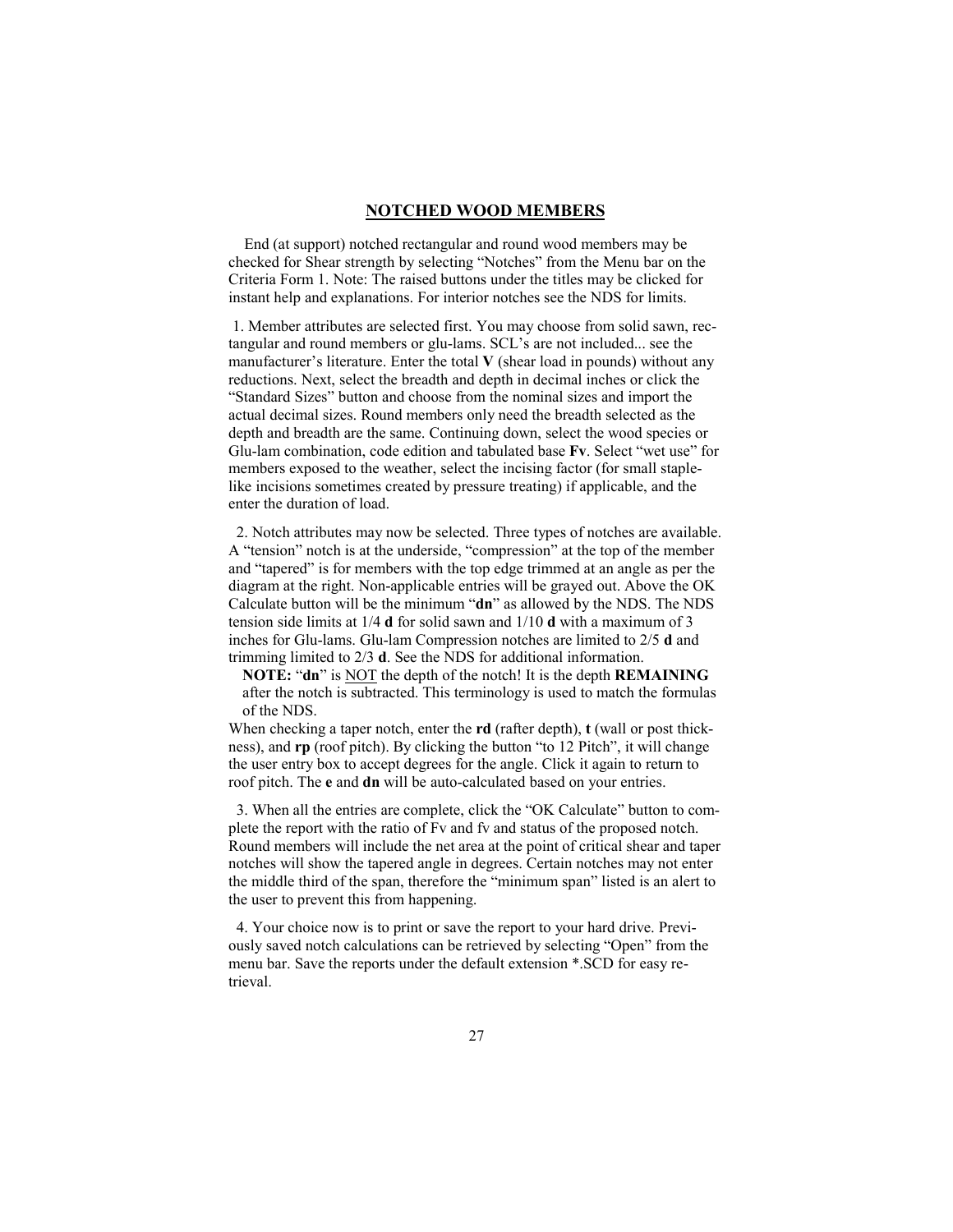## NOTCHED WOOD MEMBERS

End (at support) notched rectangular and round wood members may be checked for Shear strength by selecting "Notches" from the Menu bar on the Criteria Form 1. Note: The raised buttons under the titles may be clicked for instant help and explanations. For interior notches see the NDS for limits.

1. Member attributes are selected first. You may choose from solid sawn, rectangular and round members or glu-lams. SCL's are not included... see the manufacturer's literature. Enter the total **V** (shear load in pounds) without any reductions. Next, select the breadth and depth in decimal inches or click the "Standard Sizes" button and choose from the nominal sizes and import the actual decimal sizes. Round members only need the breadth selected as the depth and breadth are the same. Continuing down, select the wood species or Glu-lam combination, code edition and tabulated base **Fv**. Select "wet use" for members exposed to the weather, select the incising factor (for small staple-like incisions sometimes created by pressure treating) if applicable, and the enter the duration of load.

2. Notch attributes may now be selected. Three types of notches are available. A "tension" notch is at the underside, "compression" at the top of the member and "tapered" is for members with the top edge trimmed at an angle as per the diagram at the right. Non-applicable entries will be grayed out. Above the OK Calculate button will be the minimum "**dn**" as allowed by the NDS. The NDS tension side limits at 1/4 **d** for solid sawn and 1/10 **d** with a maximum of 3 inches for Glu-lams. Glu-lam Compression notches are limited to 2/5 **d** and trimming limited to 2/3 **d**. See the NDS for additional information.

   **NOTE:** "**dn**" is <u>NOT</u> the depth of the notch! It is the depth **REMAINING** after the notch is subtracted. This terminology is used to match the formulas of the NDS.

When checking a taper notch, enter the **rd** (rafter depth), **t** (wall or post thickness), and **rp** (roof pitch). By clicking the button "to 12 Pitch", it will change the user entry box to accept degrees for the angle. Click it again to return to roof pitch. The **e** and **dn** will be auto-calculated based on your entries.

3. When all the entries are complete, click the "OK Calculate" button to complete the report with the ratio of Fv and fv and status of the proposed notch. Round members will include the net area at the point of critical shear and taper notches will show the tapered angle in degrees. Certain notches may not enter the middle third of the span, therefore the "minimum span" listed is an alert to the user to prevent this from happening.

4. Your choice now is to print or save the report to your hard drive. Previously saved notch calculations can be retrieved by selecting "Open" from the menu bar. Save the reports under the default extension *.SCD for easy retrieval.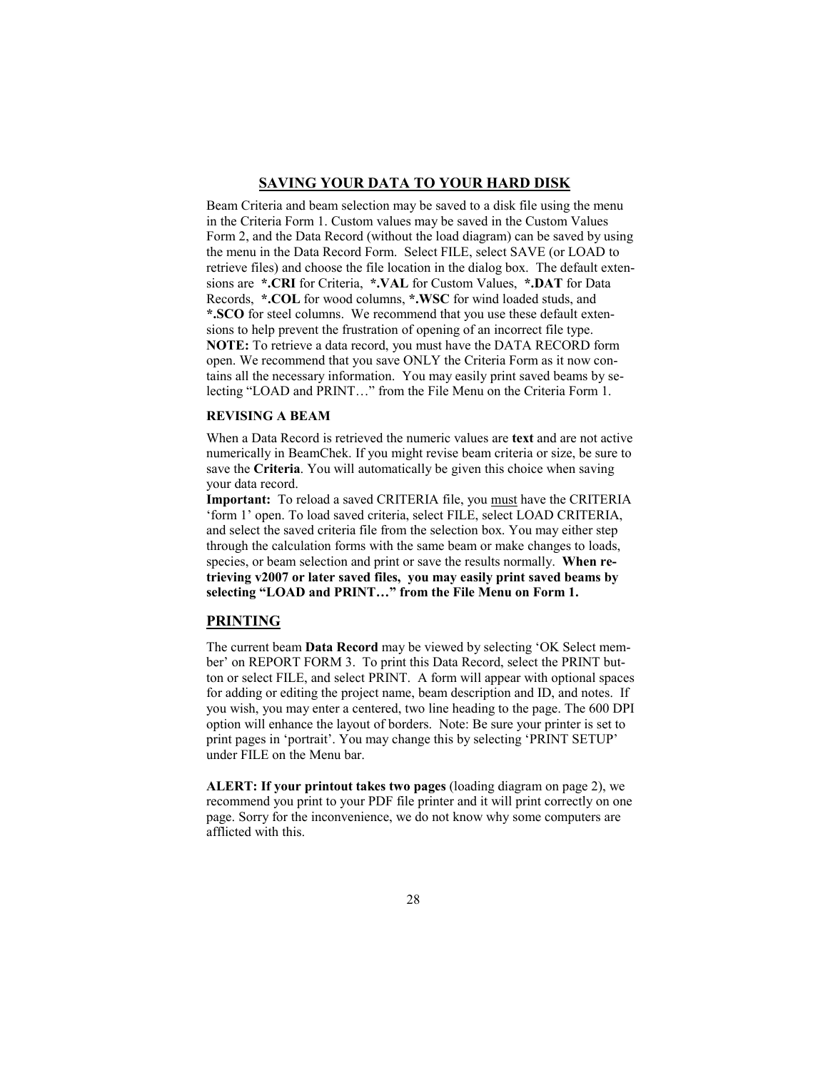## SAVING YOUR DATA TO YOUR HARD DISK

Beam Criteria and beam selection may be saved to a disk file using the menu in the Criteria Form 1. Custom values may be saved in the Custom Values Form 2, and the Data Record (without the load diagram) can be saved by using the menu in the Data Record Form. Select FILE, select SAVE (or LOAD to retrieve files) and choose the file location in the dialog box. The default extensions are **\*.CRI** for Criteria, **\*.VAL** for Custom Values, **\*.DAT** for Data Records, **\*.COL** for wood columns, **\*.WSC** for wind loaded studs, and **\*.SCO** for steel columns. We recommend that you use these default extensions to help prevent the frustration of opening of an incorrect file type. **NOTE:** To retrieve a data record, you must have the DATA RECORD form open. We recommend that you save ONLY the Criteria Form as it now contains all the necessary information. You may easily print saved beams by selecting "LOAD and PRINT…" from the File Menu on the Criteria Form 1.

### REVISING A BEAM

When a Data Record is retrieved the numeric values are **text** and are not active numerically in BeamChek. If you might revise beam criteria or size, be sure to save the **Criteria**. You will automatically be given this choice when saving your data record.

**Important:** To reload a saved CRITERIA file, you <u>must</u> have the CRITERIA 'form 1' open. To load saved criteria, select FILE, select LOAD CRITERIA, and select the saved criteria file from the selection box. You may either step through the calculation forms with the same beam or make changes to loads, species, or beam selection and print or save the results normally. **When retrieving v2007 or later saved files, you may easily print saved beams by selecting "LOAD and PRINT…" from the File Menu on Form 1.**

## PRINTING

The current beam **Data Record** may be viewed by selecting 'OK Select member' on REPORT FORM 3. To print this Data Record, select the PRINT button or select FILE, and select PRINT. A form will appear with optional spaces for adding or editing the project name, beam description and ID, and notes. If you wish, you may enter a centered, two line heading to the page. The 600 DPI option will enhance the layout of borders. Note: Be sure your printer is set to print pages in 'portrait'. You may change this by selecting 'PRINT SETUP' under FILE on the Menu bar.

**ALERT: If your printout takes two pages** (loading diagram on page 2), we recommend you print to your PDF file printer and it will print correctly on one page. Sorry for the inconvenience, we do not know why some computers are afflicted with this.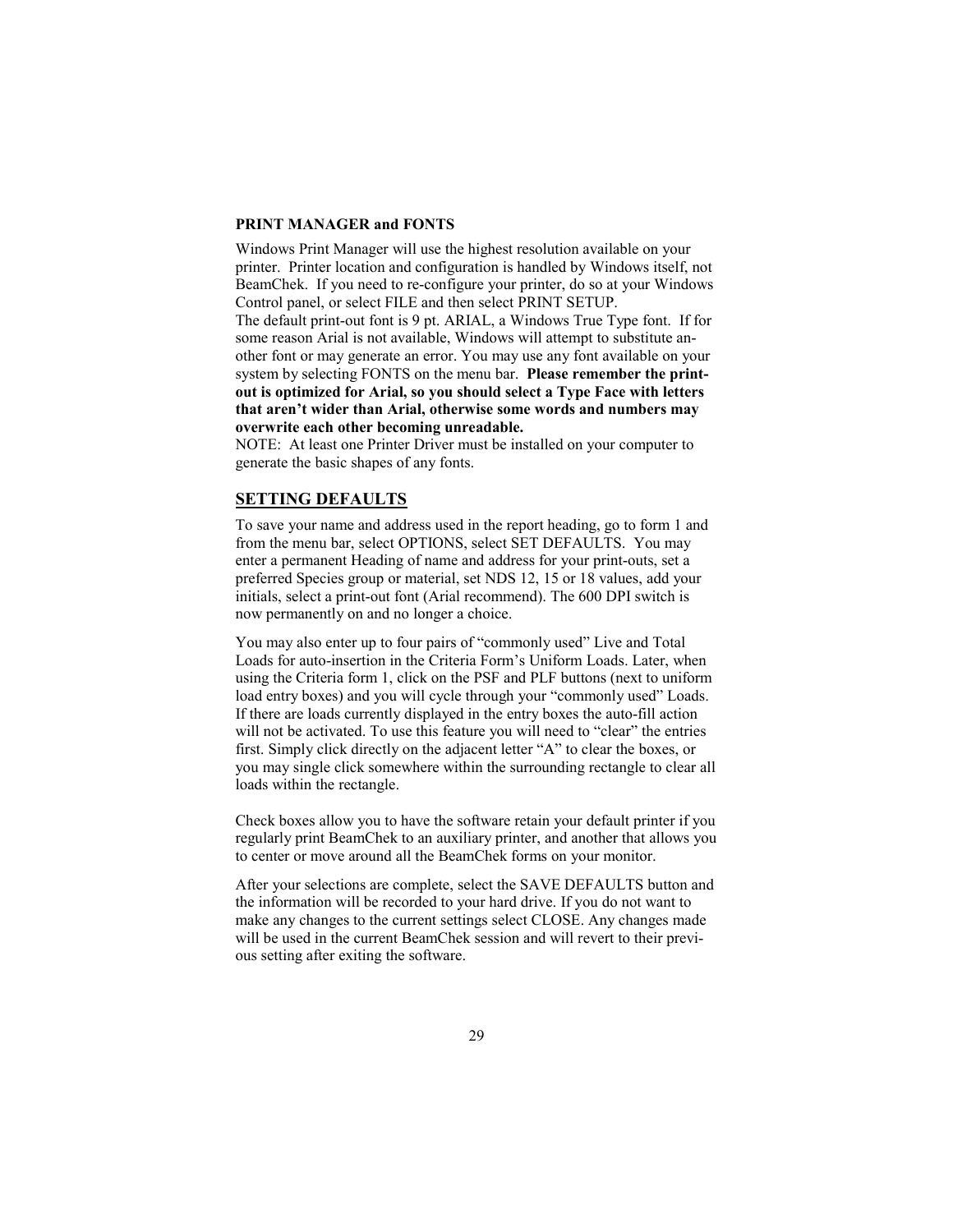**PRINT MANAGER and FONTS**

Windows Print Manager will use the highest resolution available on your printer. Printer location and configuration is handled by Windows itself, not BeamChek. If you need to re-configure your printer, do so at your Windows Control panel, or select FILE and then select PRINT SETUP.
The default print-out font is 9 pt. ARIAL, a Windows True Type font. If for some reason Arial is not available, Windows will attempt to substitute another font or may generate an error. You may use any font available on your system by selecting FONTS on the menu bar. **Please remember the print-out is optimized for Arial, so you should select a Type Face with letters that aren't wider than Arial, otherwise some words and numbers may overwrite each other becoming unreadable.**
NOTE: At least one Printer Driver must be installed on your computer to generate the basic shapes of any fonts.

## SETTING DEFAULTS

To save your name and address used in the report heading, go to form 1 and from the menu bar, select OPTIONS, select SET DEFAULTS. You may enter a permanent Heading of name and address for your print-outs, set a preferred Species group or material, set NDS 12, 15 or 18 values, add your initials, select a print-out font (Arial recommend). The 600 DPI switch is now permanently on and no longer a choice.

You may also enter up to four pairs of "commonly used" Live and Total Loads for auto-insertion in the Criteria Form's Uniform Loads. Later, when using the Criteria form 1, click on the PSF and PLF buttons (next to uniform load entry boxes) and you will cycle through your "commonly used" Loads. If there are loads currently displayed in the entry boxes the auto-fill action will not be activated. To use this feature you will need to "clear" the entries first. Simply click directly on the adjacent letter "A" to clear the boxes, or you may single click somewhere within the surrounding rectangle to clear all loads within the rectangle.

Check boxes allow you to have the software retain your default printer if you regularly print BeamChek to an auxiliary printer, and another that allows you to center or move around all the BeamChek forms on your monitor.

After your selections are complete, select the SAVE DEFAULTS button and the information will be recorded to your hard drive. If you do not want to make any changes to the current settings select CLOSE. Any changes made will be used in the current BeamChek session and will revert to their previous setting after exiting the software.